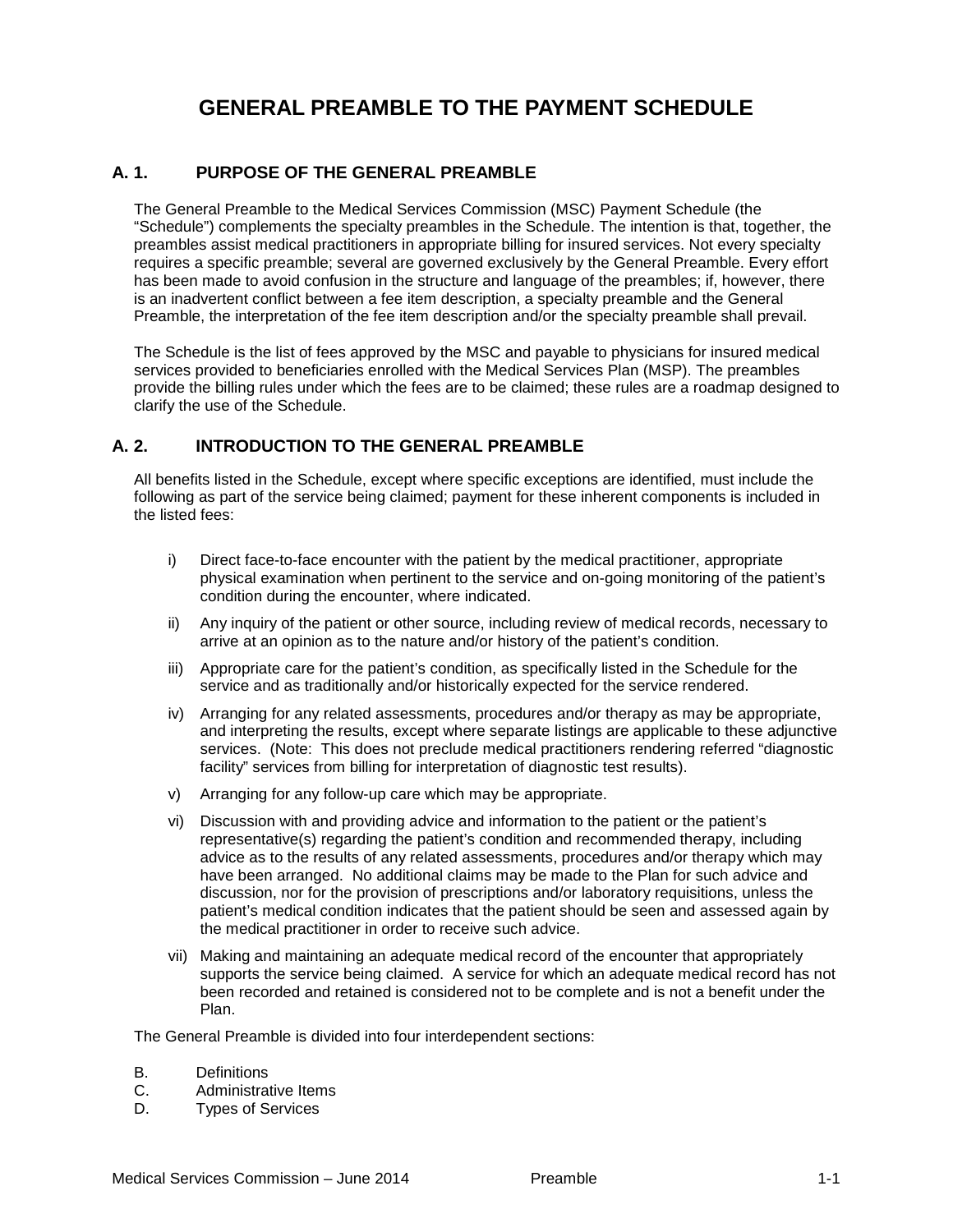# GENERAL PREAMBLE TO THE PAYMENT SCHEDULE

## A. 1. PURPOSE OF THE GENERAL PREAMBLE

The General Preamble to the Medical Services Commission (MSC) Payment Schedule (the "Schedule") complements the specialty preambles in the Schedule. The intention is that, together, the preambles assist medical practitioners in appropriate billing for insured services. Not every specialty requires a specific preamble; several are governed exclusively by the General Preamble. Every effort has been made to avoid confusion in the structure and language of the preambles; if, however, there is an inadvertent conflict between a fee item description, a specialty preamble and the General Preamble, the interpretation of the fee item description and/or the specialty preamble shall prevail.

The Schedule is the list of fees approved by the MSC and payable to physicians for insured medical services provided to beneficiaries enrolled with the Medical Services Plan (MSP). The preambles provide the billing rules under which the fees are to be claimed; these rules are a roadmap designed to clarify the use of the Schedule.

## A. 2. INTRODUCTION TO THE GENERAL PREAMBLE

All benefits listed in the Schedule, except where specific exceptions are identified, must include the following as part of the service being claimed; payment for these inherent components is included in the listed fees:

i) Direct face-to-face encounter with the patient by the medical practitioner, appropriate physical examination when pertinent to the service and on-going monitoring of the patient's condition during the encounter, where indicated.

ii) Any inquiry of the patient or other source, including review of medical records, necessary to arrive at an opinion as to the nature and/or history of the patient's condition.

iii) Appropriate care for the patient's condition, as specifically listed in the Schedule for the service and as traditionally and/or historically expected for the service rendered.

iv) Arranging for any related assessments, procedures and/or therapy as may be appropriate, and interpreting the results, except where separate listings are applicable to these adjunctive services. (Note: This does not preclude medical practitioners rendering referred "diagnostic facility" services from billing for interpretation of diagnostic test results).

v) Arranging for any follow-up care which may be appropriate.

vi) Discussion with and providing advice and information to the patient or the patient's representative(s) regarding the patient's condition and recommended therapy, including advice as to the results of any related assessments, procedures and/or therapy which may have been arranged. No additional claims may be made to the Plan for such advice and discussion, nor for the provision of prescriptions and/or laboratory requisitions, unless the patient's medical condition indicates that the patient should be seen and assessed again by the medical practitioner in order to receive such advice.

vii) Making and maintaining an adequate medical record of the encounter that appropriately supports the service being claimed. A service for which an adequate medical record has not been recorded and retained is considered not to be complete and is not a benefit under the Plan.

The General Preamble is divided into four interdependent sections:

B. Definitions
C. Administrative Items
D. Types of Services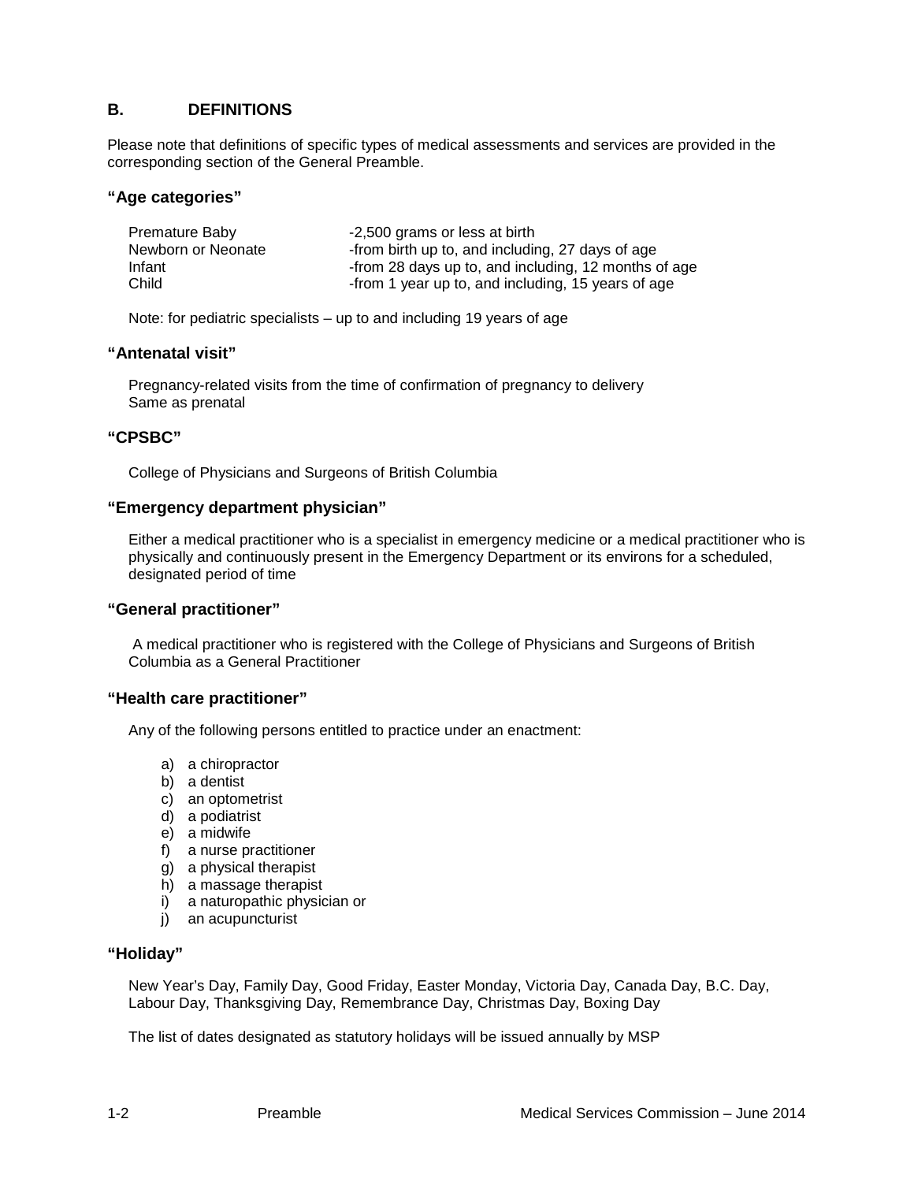## B. DEFINITIONS

Please note that definitions of specific types of medical assessments and services are provided in the corresponding section of the General Preamble.

### "Age categories"

| | |
|---|---|
| Premature Baby | -2,500 grams or less at birth |
| Newborn or Neonate | -from birth up to, and including, 27 days of age |
| Infant | -from 28 days up to, and including, 12 months of age |
| Child | -from 1 year up to, and including, 15 years of age |

Note: for pediatric specialists – up to and including 19 years of age

### "Antenatal visit"

Pregnancy-related visits from the time of confirmation of pregnancy to delivery
Same as prenatal

### "CPSBC"

College of Physicians and Surgeons of British Columbia

### "Emergency department physician"

Either a medical practitioner who is a specialist in emergency medicine or a medical practitioner who is physically and continuously present in the Emergency Department or its environs for a scheduled, designated period of time

### "General practitioner"

A medical practitioner who is registered with the College of Physicians and Surgeons of British Columbia as a General Practitioner

### "Health care practitioner"

Any of the following persons entitled to practice under an enactment:

a) a chiropractor
b) a dentist
c) an optometrist
d) a podiatrist
e) a midwife
f) a nurse practitioner
g) a physical therapist
h) a massage therapist
i) a naturopathic physician or
j) an acupuncturist

### "Holiday"

New Year's Day, Family Day, Good Friday, Easter Monday, Victoria Day, Canada Day, B.C. Day, Labour Day, Thanksgiving Day, Remembrance Day, Christmas Day, Boxing Day

The list of dates designated as statutory holidays will be issued annually by MSP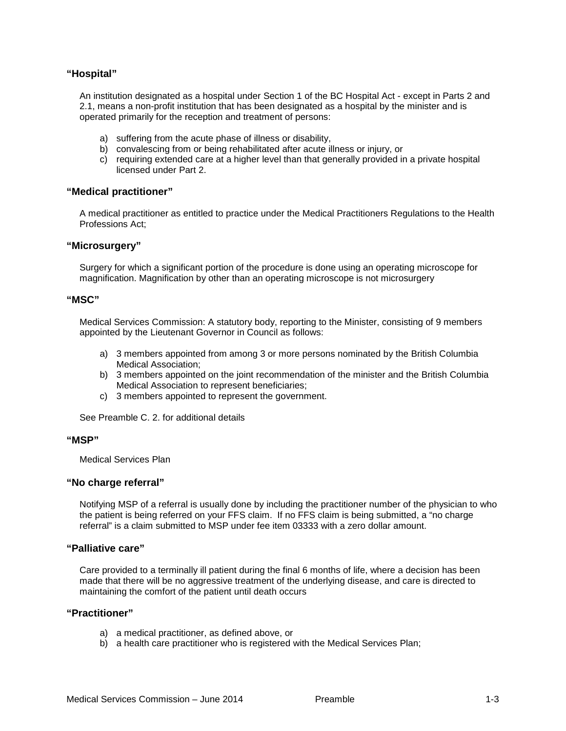### “Hospital”

An institution designated as a hospital under Section 1 of the BC Hospital Act - except in Parts 2 and 2.1, means a non-profit institution that has been designated as a hospital by the minister and is operated primarily for the reception and treatment of persons:

a) suffering from the acute phase of illness or disability,
b) convalescing from or being rehabilitated after acute illness or injury, or
c) requiring extended care at a higher level than that generally provided in a private hospital licensed under Part 2.

### “Medical practitioner”

A medical practitioner as entitled to practice under the Medical Practitioners Regulations to the Health Professions Act;

### “Microsurgery”

Surgery for which a significant portion of the procedure is done using an operating microscope for magnification. Magnification by other than an operating microscope is not microsurgery

### “MSC”

Medical Services Commission: A statutory body, reporting to the Minister, consisting of 9 members appointed by the Lieutenant Governor in Council as follows:

a) 3 members appointed from among 3 or more persons nominated by the British Columbia Medical Association;
b) 3 members appointed on the joint recommendation of the minister and the British Columbia Medical Association to represent beneficiaries;
c) 3 members appointed to represent the government.

See Preamble C. 2. for additional details

### “MSP”

Medical Services Plan

### “No charge referral”

Notifying MSP of a referral is usually done by including the practitioner number of the physician to who the patient is being referred on your FFS claim. If no FFS claim is being submitted, a “no charge referral” is a claim submitted to MSP under fee item 03333 with a zero dollar amount.

### “Palliative care”

Care provided to a terminally ill patient during the final 6 months of life, where a decision has been made that there will be no aggressive treatment of the underlying disease, and care is directed to maintaining the comfort of the patient until death occurs

### “Practitioner”

a) a medical practitioner, as defined above, or
b) a health care practitioner who is registered with the Medical Services Plan;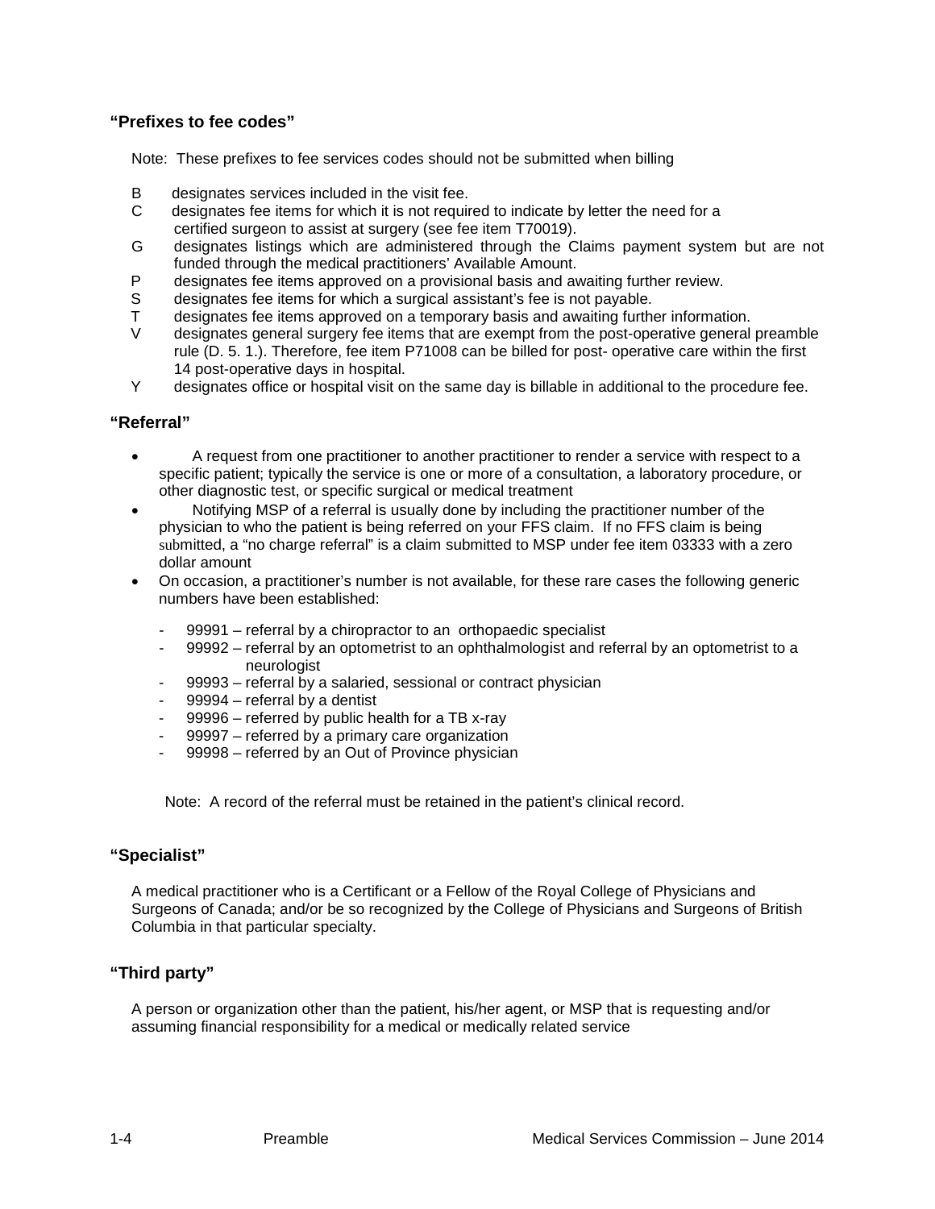### “Prefixes to fee codes”

Note: These prefixes to fee services codes should not be submitted when billing

- B designates services included in the visit fee.
- C designates fee items for which it is not required to indicate by letter the need for a certified surgeon to assist at surgery (see fee item T70019).
- G designates listings which are administered through the Claims payment system but are not funded through the medical practitioners’ Available Amount.
- P designates fee items approved on a provisional basis and awaiting further review.
- S designates fee items for which a surgical assistant’s fee is not payable.
- T designates fee items approved on a temporary basis and awaiting further information.
- V designates general surgery fee items that are exempt from the post-operative general preamble rule (D. 5. 1.). Therefore, fee item P71008 can be billed for post- operative care within the first 14 post-operative days in hospital.
- Y designates office or hospital visit on the same day is billable in additional to the procedure fee.

### “Referral”

- A request from one practitioner to another practitioner to render a service with respect to a specific patient; typically the service is one or more of a consultation, a laboratory procedure, or other diagnostic test, or specific surgical or medical treatment
- Notifying MSP of a referral is usually done by including the practitioner number of the physician to who the patient is being referred on your FFS claim. If no FFS claim is being submitted, a “no charge referral” is a claim submitted to MSP under fee item 03333 with a zero dollar amount
- On occasion, a practitioner’s number is not available, for these rare cases the following generic numbers have been established:
  - 99991 – referral by a chiropractor to an orthopaedic specialist
  - 99992 – referral by an optometrist to an ophthalmologist and referral by an optometrist to a neurologist
  - 99993 – referral by a salaried, sessional or contract physician
  - 99994 – referral by a dentist
  - 99996 – referred by public health for a TB x-ray
  - 99997 – referred by a primary care organization
  - 99998 – referred by an Out of Province physician

Note: A record of the referral must be retained in the patient’s clinical record.

### “Specialist”

A medical practitioner who is a Certificant or a Fellow of the Royal College of Physicians and Surgeons of Canada; and/or be so recognized by the College of Physicians and Surgeons of British Columbia in that particular specialty.

### “Third party”

A person or organization other than the patient, his/her agent, or MSP that is requesting and/or assuming financial responsibility for a medical or medically related service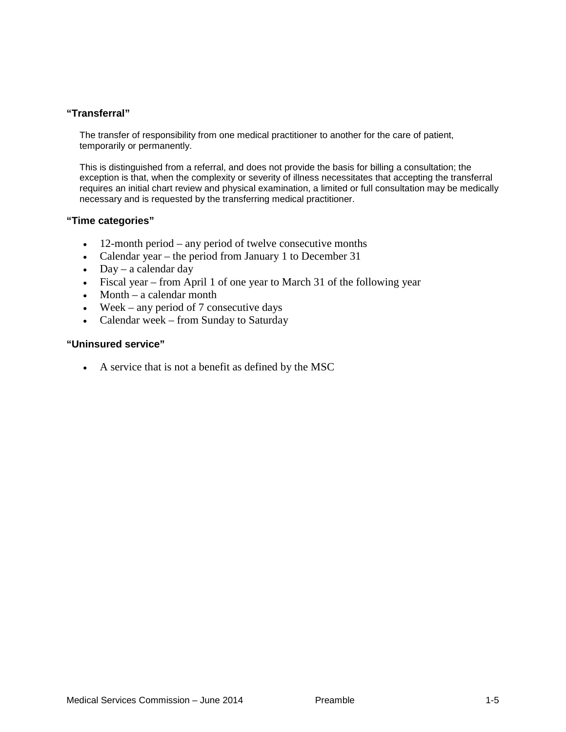**“Transferral”**

The transfer of responsibility from one medical practitioner to another for the care of patient, temporarily or permanently.

This is distinguished from a referral, and does not provide the basis for billing a consultation; the exception is that, when the complexity or severity of illness necessitates that accepting the transferral requires an initial chart review and physical examination, a limited or full consultation may be medically necessary and is requested by the transferring medical practitioner.

**“Time categories”**

- 12-month period – any period of twelve consecutive months
- Calendar year – the period from January 1 to December 31
- Day – a calendar day
- Fiscal year – from April 1 of one year to March 31 of the following year
- Month – a calendar month
- Week – any period of 7 consecutive days
- Calendar week – from Sunday to Saturday

**“Uninsured service”**

- A service that is not a benefit as defined by the MSC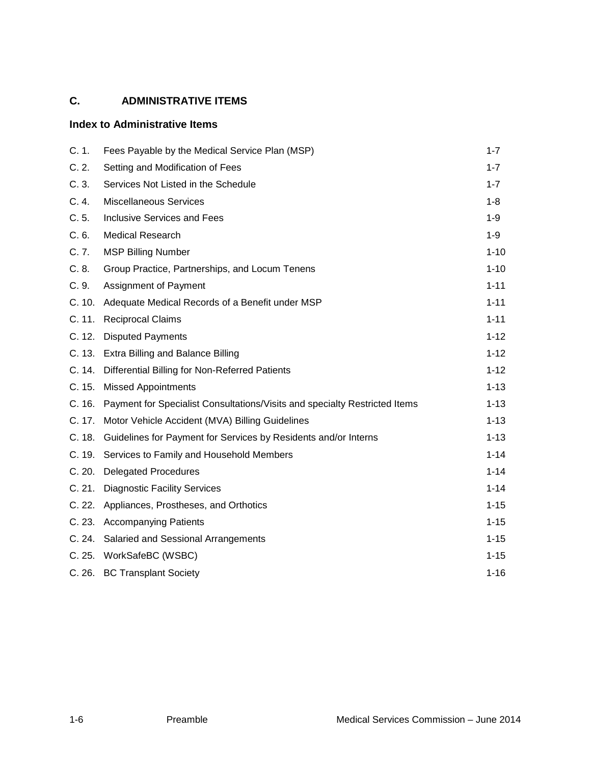## C. ADMINISTRATIVE ITEMS

### Index to Administrative Items

| | | |
|---|---|---|
| C. 1. | Fees Payable by the Medical Service Plan (MSP) | 1-7 |
| C. 2. | Setting and Modification of Fees | 1-7 |
| C. 3. | Services Not Listed in the Schedule | 1-7 |
| C. 4. | Miscellaneous Services | 1-8 |
| C. 5. | Inclusive Services and Fees | 1-9 |
| C. 6. | Medical Research | 1-9 |
| C. 7. | MSP Billing Number | 1-10 |
| C. 8. | Group Practice, Partnerships, and Locum Tenens | 1-10 |
| C. 9. | Assignment of Payment | 1-11 |
| C. 10. | Adequate Medical Records of a Benefit under MSP | 1-11 |
| C. 11. | Reciprocal Claims | 1-11 |
| C. 12. | Disputed Payments | 1-12 |
| C. 13. | Extra Billing and Balance Billing | 1-12 |
| C. 14. | Differential Billing for Non-Referred Patients | 1-12 |
| C. 15. | Missed Appointments | 1-13 |
| C. 16. | Payment for Specialist Consultations/Visits and specialty Restricted Items | 1-13 |
| C. 17. | Motor Vehicle Accident (MVA) Billing Guidelines | 1-13 |
| C. 18. | Guidelines for Payment for Services by Residents and/or Interns | 1-13 |
| C. 19. | Services to Family and Household Members | 1-14 |
| C. 20. | Delegated Procedures | 1-14 |
| C. 21. | Diagnostic Facility Services | 1-14 |
| C. 22. | Appliances, Prostheses, and Orthotics | 1-15 |
| C. 23. | Accompanying Patients | 1-15 |
| C. 24. | Salaried and Sessional Arrangements | 1-15 |
| C. 25. | WorkSafeBC (WSBC) | 1-15 |
| C. 26. | BC Transplant Society | 1-16 |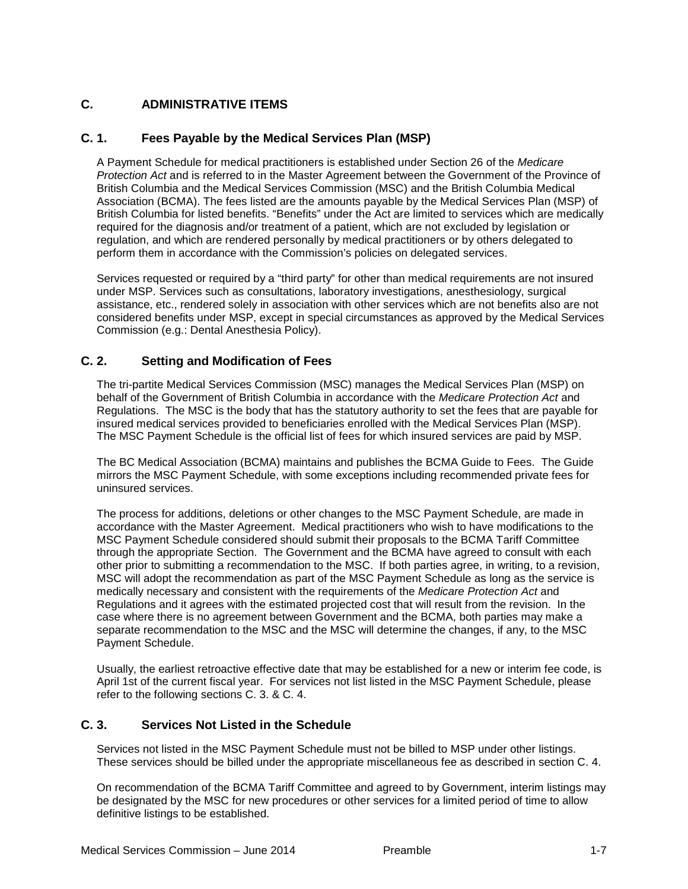## C. ADMINISTRATIVE ITEMS

### C. 1. Fees Payable by the Medical Services Plan (MSP)

A Payment Schedule for medical practitioners is established under Section 26 of the *Medicare Protection Act* and is referred to in the Master Agreement between the Government of the Province of British Columbia and the Medical Services Commission (MSC) and the British Columbia Medical Association (BCMA). The fees listed are the amounts payable by the Medical Services Plan (MSP) of British Columbia for listed benefits. "Benefits" under the Act are limited to services which are medically required for the diagnosis and/or treatment of a patient, which are not excluded by legislation or regulation, and which are rendered personally by medical practitioners or by others delegated to perform them in accordance with the Commission's policies on delegated services.

Services requested or required by a "third party" for other than medical requirements are not insured under MSP. Services such as consultations, laboratory investigations, anesthesiology, surgical assistance, etc., rendered solely in association with other services which are not benefits also are not considered benefits under MSP, except in special circumstances as approved by the Medical Services Commission (e.g.: Dental Anesthesia Policy).

### C. 2. Setting and Modification of Fees

The tri-partite Medical Services Commission (MSC) manages the Medical Services Plan (MSP) on behalf of the Government of British Columbia in accordance with the *Medicare Protection Act* and Regulations. The MSC is the body that has the statutory authority to set the fees that are payable for insured medical services provided to beneficiaries enrolled with the Medical Services Plan (MSP). The MSC Payment Schedule is the official list of fees for which insured services are paid by MSP.

The BC Medical Association (BCMA) maintains and publishes the BCMA Guide to Fees. The Guide mirrors the MSC Payment Schedule, with some exceptions including recommended private fees for uninsured services.

The process for additions, deletions or other changes to the MSC Payment Schedule, are made in accordance with the Master Agreement. Medical practitioners who wish to have modifications to the MSC Payment Schedule considered should submit their proposals to the BCMA Tariff Committee through the appropriate Section. The Government and the BCMA have agreed to consult with each other prior to submitting a recommendation to the MSC. If both parties agree, in writing, to a revision, MSC will adopt the recommendation as part of the MSC Payment Schedule as long as the service is medically necessary and consistent with the requirements of the *Medicare Protection Act* and Regulations and it agrees with the estimated projected cost that will result from the revision. In the case where there is no agreement between Government and the BCMA, both parties may make a separate recommendation to the MSC and the MSC will determine the changes, if any, to the MSC Payment Schedule.

Usually, the earliest retroactive effective date that may be established for a new or interim fee code, is April 1st of the current fiscal year. For services not list listed in the MSC Payment Schedule, please refer to the following sections C. 3. & C. 4.

### C. 3. Services Not Listed in the Schedule

Services not listed in the MSC Payment Schedule must not be billed to MSP under other listings. These services should be billed under the appropriate miscellaneous fee as described in section C. 4.

On recommendation of the BCMA Tariff Committee and agreed to by Government, interim listings may be designated by the MSC for new procedures or other services for a limited period of time to allow definitive listings to be established.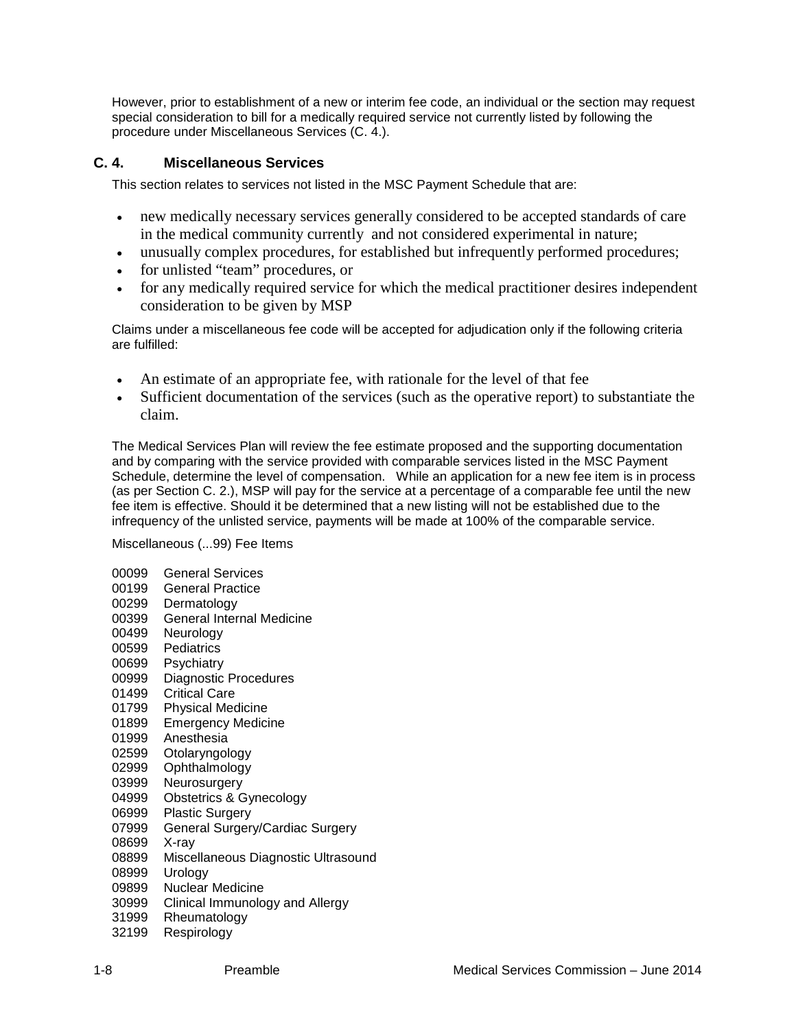However, prior to establishment of a new or interim fee code, an individual or the section may request special consideration to bill for a medically required service not currently listed by following the procedure under Miscellaneous Services (C. 4.).

### C. 4. Miscellaneous Services

This section relates to services not listed in the MSC Payment Schedule that are:

- new medically necessary services generally considered to be accepted standards of care in the medical community currently and not considered experimental in nature;
- unusually complex procedures, for established but infrequently performed procedures;
- for unlisted "team" procedures, or
- for any medically required service for which the medical practitioner desires independent consideration to be given by MSP

Claims under a miscellaneous fee code will be accepted for adjudication only if the following criteria are fulfilled:

- An estimate of an appropriate fee, with rationale for the level of that fee
- Sufficient documentation of the services (such as the operative report) to substantiate the claim.

The Medical Services Plan will review the fee estimate proposed and the supporting documentation and by comparing with the service provided with comparable services listed in the MSC Payment Schedule, determine the level of compensation. While an application for a new fee item is in process (as per Section C. 2.), MSP will pay for the service at a percentage of a comparable fee until the new fee item is effective. Should it be determined that a new listing will not be established due to the infrequency of the unlisted service, payments will be made at 100% of the comparable service.

Miscellaneous (...99) Fee Items

00099 General Services
00199 General Practice
00299 Dermatology
00399 General Internal Medicine
00499 Neurology
00599 Pediatrics
00699 Psychiatry
00999 Diagnostic Procedures
01499 Critical Care
01799 Physical Medicine
01899 Emergency Medicine
01999 Anesthesia
02599 Otolaryngology
02999 Ophthalmology
03999 Neurosurgery
04999 Obstetrics & Gynecology
06999 Plastic Surgery
07999 General Surgery/Cardiac Surgery
08699 X-ray
08899 Miscellaneous Diagnostic Ultrasound
08999 Urology
09899 Nuclear Medicine
30999 Clinical Immunology and Allergy
31999 Rheumatology
32199 Respirology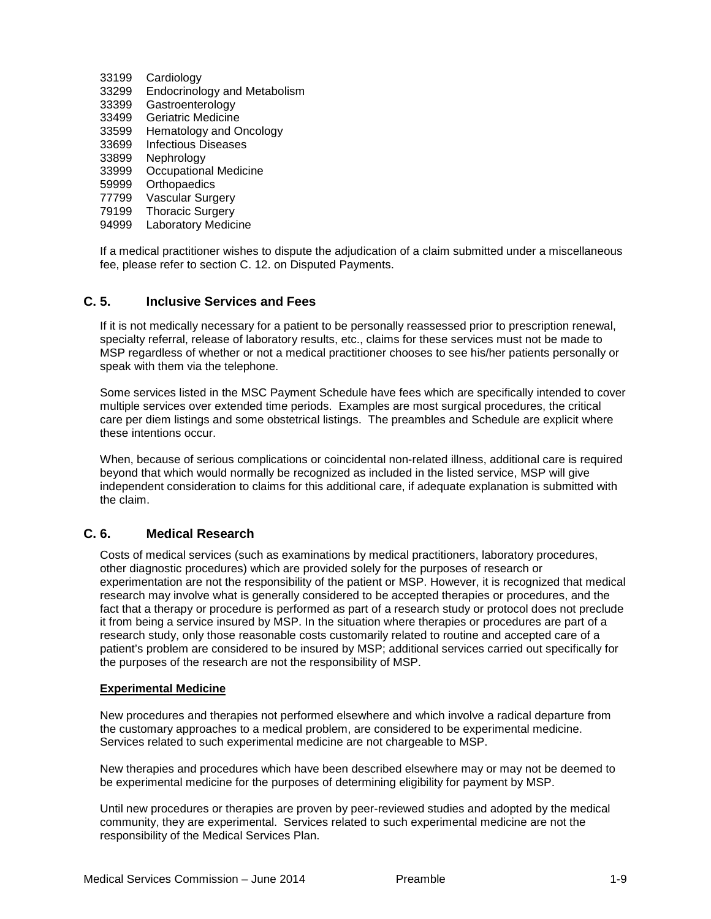33199 Cardiology
33299 Endocrinology and Metabolism
33399 Gastroenterology
33499 Geriatric Medicine
33599 Hematology and Oncology
33699 Infectious Diseases
33899 Nephrology
33999 Occupational Medicine
59999 Orthopaedics
77799 Vascular Surgery
79199 Thoracic Surgery
94999 Laboratory Medicine

If a medical practitioner wishes to dispute the adjudication of a claim submitted under a miscellaneous fee, please refer to section C. 12. on Disputed Payments.

## C. 5. Inclusive Services and Fees

If it is not medically necessary for a patient to be personally reassessed prior to prescription renewal, specialty referral, release of laboratory results, etc., claims for these services must not be made to MSP regardless of whether or not a medical practitioner chooses to see his/her patients personally or speak with them via the telephone.

Some services listed in the MSC Payment Schedule have fees which are specifically intended to cover multiple services over extended time periods. Examples are most surgical procedures, the critical care per diem listings and some obstetrical listings. The preambles and Schedule are explicit where these intentions occur.

When, because of serious complications or coincidental non-related illness, additional care is required beyond that which would normally be recognized as included in the listed service, MSP will give independent consideration to claims for this additional care, if adequate explanation is submitted with the claim.

## C. 6. Medical Research

Costs of medical services (such as examinations by medical practitioners, laboratory procedures, other diagnostic procedures) which are provided solely for the purposes of research or experimentation are not the responsibility of the patient or MSP. However, it is recognized that medical research may involve what is generally considered to be accepted therapies or procedures, and the fact that a therapy or procedure is performed as part of a research study or protocol does not preclude it from being a service insured by MSP. In the situation where therapies or procedures are part of a research study, only those reasonable costs customarily related to routine and accepted care of a patient's problem are considered to be insured by MSP; additional services carried out specifically for the purposes of the research are not the responsibility of MSP.

**Experimental Medicine**

New procedures and therapies not performed elsewhere and which involve a radical departure from the customary approaches to a medical problem, are considered to be experimental medicine. Services related to such experimental medicine are not chargeable to MSP.

New therapies and procedures which have been described elsewhere may or may not be deemed to be experimental medicine for the purposes of determining eligibility for payment by MSP.

Until new procedures or therapies are proven by peer-reviewed studies and adopted by the medical community, they are experimental. Services related to such experimental medicine are not the responsibility of the Medical Services Plan.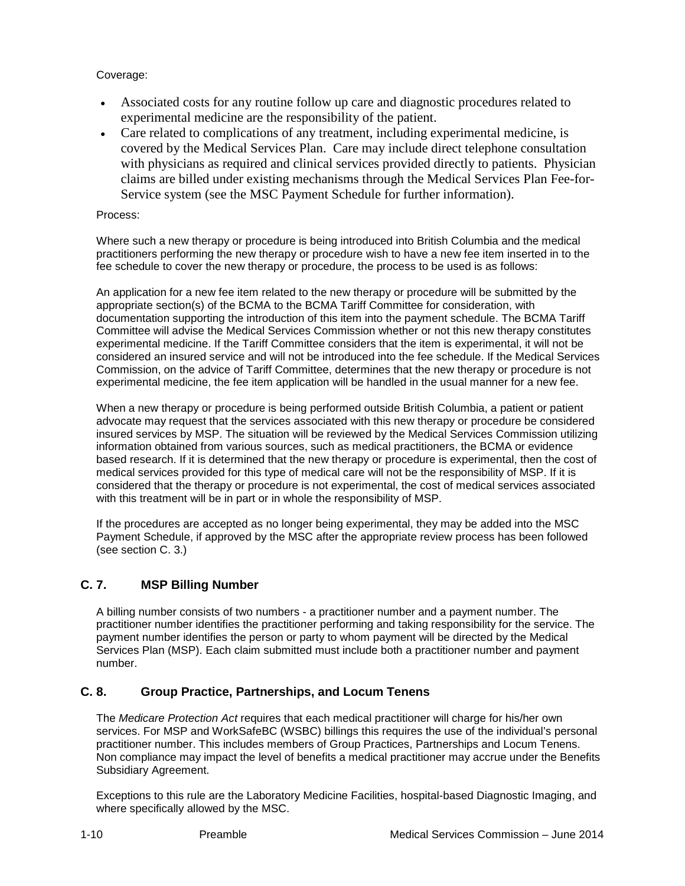Coverage:

- Associated costs for any routine follow up care and diagnostic procedures related to experimental medicine are the responsibility of the patient.
- Care related to complications of any treatment, including experimental medicine, is covered by the Medical Services Plan. Care may include direct telephone consultation with physicians as required and clinical services provided directly to patients. Physician claims are billed under existing mechanisms through the Medical Services Plan Fee-for-Service system (see the MSC Payment Schedule for further information).

Process:

Where such a new therapy or procedure is being introduced into British Columbia and the medical practitioners performing the new therapy or procedure wish to have a new fee item inserted in to the fee schedule to cover the new therapy or procedure, the process to be used is as follows:

An application for a new fee item related to the new therapy or procedure will be submitted by the appropriate section(s) of the BCMA to the BCMA Tariff Committee for consideration, with documentation supporting the introduction of this item into the payment schedule. The BCMA Tariff Committee will advise the Medical Services Commission whether or not this new therapy constitutes experimental medicine. If the Tariff Committee considers that the item is experimental, it will not be considered an insured service and will not be introduced into the fee schedule. If the Medical Services Commission, on the advice of Tariff Committee, determines that the new therapy or procedure is not experimental medicine, the fee item application will be handled in the usual manner for a new fee.

When a new therapy or procedure is being performed outside British Columbia, a patient or patient advocate may request that the services associated with this new therapy or procedure be considered insured services by MSP. The situation will be reviewed by the Medical Services Commission utilizing information obtained from various sources, such as medical practitioners, the BCMA or evidence based research. If it is determined that the new therapy or procedure is experimental, then the cost of medical services provided for this type of medical care will not be the responsibility of MSP. If it is considered that the therapy or procedure is not experimental, the cost of medical services associated with this treatment will be in part or in whole the responsibility of MSP.

If the procedures are accepted as no longer being experimental, they may be added into the MSC Payment Schedule, if approved by the MSC after the appropriate review process has been followed (see section C. 3.)

## C. 7. MSP Billing Number

A billing number consists of two numbers - a practitioner number and a payment number. The practitioner number identifies the practitioner performing and taking responsibility for the service. The payment number identifies the person or party to whom payment will be directed by the Medical Services Plan (MSP). Each claim submitted must include both a practitioner number and payment number.

## C. 8. Group Practice, Partnerships, and Locum Tenens

The *Medicare Protection Act* requires that each medical practitioner will charge for his/her own services. For MSP and WorkSafeBC (WSBC) billings this requires the use of the individual's personal practitioner number. This includes members of Group Practices, Partnerships and Locum Tenens. Non compliance may impact the level of benefits a medical practitioner may accrue under the Benefits Subsidiary Agreement.

Exceptions to this rule are the Laboratory Medicine Facilities, hospital-based Diagnostic Imaging, and where specifically allowed by the MSC.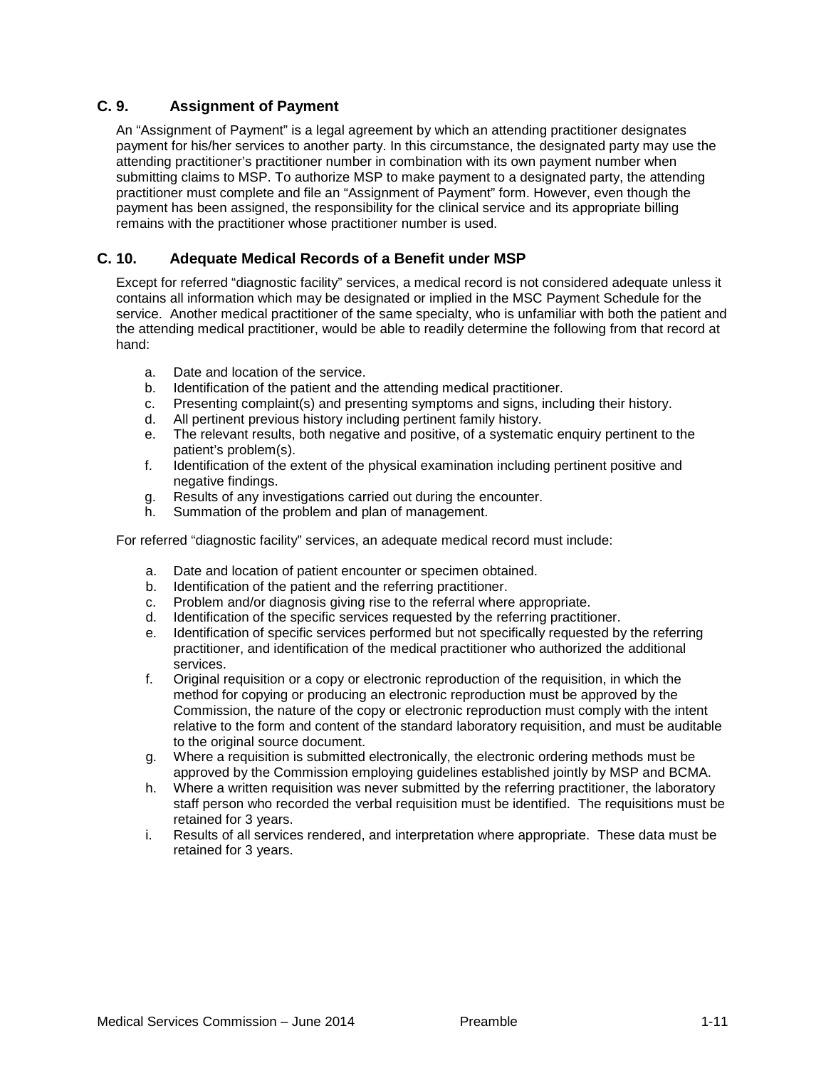## C. 9. Assignment of Payment

An "Assignment of Payment" is a legal agreement by which an attending practitioner designates payment for his/her services to another party. In this circumstance, the designated party may use the attending practitioner's practitioner number in combination with its own payment number when submitting claims to MSP. To authorize MSP to make payment to a designated party, the attending practitioner must complete and file an "Assignment of Payment" form. However, even though the payment has been assigned, the responsibility for the clinical service and its appropriate billing remains with the practitioner whose practitioner number is used.

## C. 10. Adequate Medical Records of a Benefit under MSP

Except for referred "diagnostic facility" services, a medical record is not considered adequate unless it contains all information which may be designated or implied in the MSC Payment Schedule for the service. Another medical practitioner of the same specialty, who is unfamiliar with both the patient and the attending medical practitioner, would be able to readily determine the following from that record at hand:

a. Date and location of the service.
b. Identification of the patient and the attending medical practitioner.
c. Presenting complaint(s) and presenting symptoms and signs, including their history.
d. All pertinent previous history including pertinent family history.
e. The relevant results, both negative and positive, of a systematic enquiry pertinent to the patient's problem(s).
f. Identification of the extent of the physical examination including pertinent positive and negative findings.
g. Results of any investigations carried out during the encounter.
h. Summation of the problem and plan of management.

For referred "diagnostic facility" services, an adequate medical record must include:

a. Date and location of patient encounter or specimen obtained.
b. Identification of the patient and the referring practitioner.
c. Problem and/or diagnosis giving rise to the referral where appropriate.
d. Identification of the specific services requested by the referring practitioner.
e. Identification of specific services performed but not specifically requested by the referring practitioner, and identification of the medical practitioner who authorized the additional services.
f. Original requisition or a copy or electronic reproduction of the requisition, in which the method for copying or producing an electronic reproduction must be approved by the Commission, the nature of the copy or electronic reproduction must comply with the intent relative to the form and content of the standard laboratory requisition, and must be auditable to the original source document.
g. Where a requisition is submitted electronically, the electronic ordering methods must be approved by the Commission employing guidelines established jointly by MSP and BCMA.
h. Where a written requisition was never submitted by the referring practitioner, the laboratory staff person who recorded the verbal requisition must be identified. The requisitions must be retained for 3 years.
i. Results of all services rendered, and interpretation where appropriate. These data must be retained for 3 years.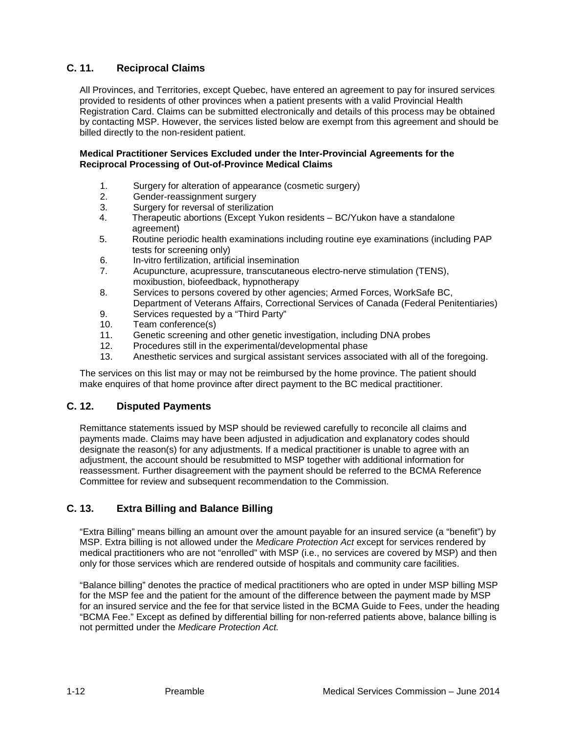## C. 11. Reciprocal Claims

All Provinces, and Territories, except Quebec, have entered an agreement to pay for insured services provided to residents of other provinces when a patient presents with a valid Provincial Health Registration Card. Claims can be submitted electronically and details of this process may be obtained by contacting MSP. However, the services listed below are exempt from this agreement and should be billed directly to the non-resident patient.

**Medical Practitioner Services Excluded under the Inter-Provincial Agreements for the Reciprocal Processing of Out-of-Province Medical Claims**

1. Surgery for alteration of appearance (cosmetic surgery)
2. Gender-reassignment surgery
3. Surgery for reversal of sterilization
4. Therapeutic abortions (Except Yukon residents – BC/Yukon have a standalone agreement)
5. Routine periodic health examinations including routine eye examinations (including PAP tests for screening only)
6. In-vitro fertilization, artificial insemination
7. Acupuncture, acupressure, transcutaneous electro-nerve stimulation (TENS), moxibustion, biofeedback, hypnotherapy
8. Services to persons covered by other agencies; Armed Forces, WorkSafe BC, Department of Veterans Affairs, Correctional Services of Canada (Federal Penitentiaries)
9. Services requested by a "Third Party"
10. Team conference(s)
11. Genetic screening and other genetic investigation, including DNA probes
12. Procedures still in the experimental/developmental phase
13. Anesthetic services and surgical assistant services associated with all of the foregoing.

The services on this list may or may not be reimbursed by the home province. The patient should make enquires of that home province after direct payment to the BC medical practitioner.

## C. 12. Disputed Payments

Remittance statements issued by MSP should be reviewed carefully to reconcile all claims and payments made. Claims may have been adjusted in adjudication and explanatory codes should designate the reason(s) for any adjustments. If a medical practitioner is unable to agree with an adjustment, the account should be resubmitted to MSP together with additional information for reassessment. Further disagreement with the payment should be referred to the BCMA Reference Committee for review and subsequent recommendation to the Commission.

## C. 13. Extra Billing and Balance Billing

"Extra Billing" means billing an amount over the amount payable for an insured service (a "benefit") by MSP. Extra billing is not allowed under the *Medicare Protection Act* except for services rendered by medical practitioners who are not "enrolled" with MSP (i.e., no services are covered by MSP) and then only for those services which are rendered outside of hospitals and community care facilities.

"Balance billing" denotes the practice of medical practitioners who are opted in under MSP billing MSP for the MSP fee and the patient for the amount of the difference between the payment made by MSP for an insured service and the fee for that service listed in the BCMA Guide to Fees, under the heading "BCMA Fee." Except as defined by differential billing for non-referred patients above, balance billing is not permitted under the *Medicare Protection Act.*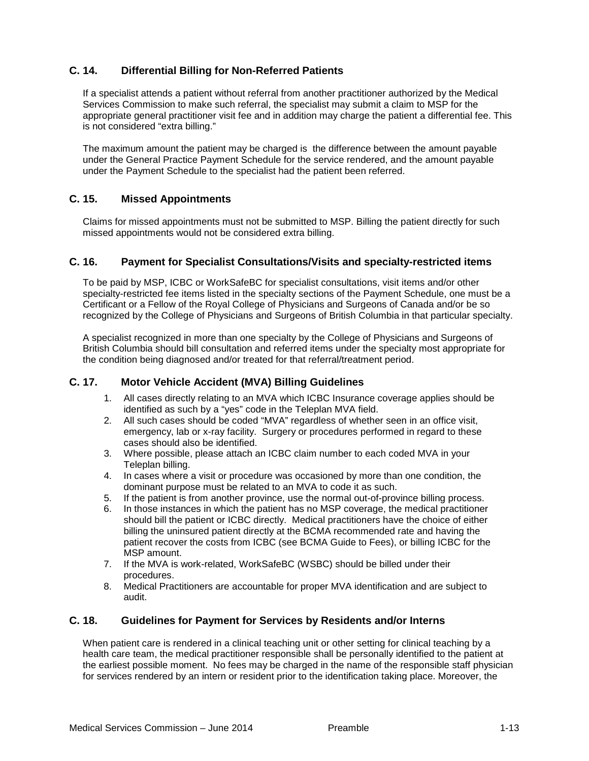### C. 14. Differential Billing for Non-Referred Patients

If a specialist attends a patient without referral from another practitioner authorized by the Medical Services Commission to make such referral, the specialist may submit a claim to MSP for the appropriate general practitioner visit fee and in addition may charge the patient a differential fee. This is not considered "extra billing."

The maximum amount the patient may be charged is the difference between the amount payable under the General Practice Payment Schedule for the service rendered, and the amount payable under the Payment Schedule to the specialist had the patient been referred.

### C. 15. Missed Appointments

Claims for missed appointments must not be submitted to MSP. Billing the patient directly for such missed appointments would not be considered extra billing.

### C. 16. Payment for Specialist Consultations/Visits and specialty-restricted items

To be paid by MSP, ICBC or WorkSafeBC for specialist consultations, visit items and/or other specialty-restricted fee items listed in the specialty sections of the Payment Schedule, one must be a Certificant or a Fellow of the Royal College of Physicians and Surgeons of Canada and/or be so recognized by the College of Physicians and Surgeons of British Columbia in that particular specialty.

A specialist recognized in more than one specialty by the College of Physicians and Surgeons of British Columbia should bill consultation and referred items under the specialty most appropriate for the condition being diagnosed and/or treated for that referral/treatment period.

### C. 17. Motor Vehicle Accident (MVA) Billing Guidelines

1. All cases directly relating to an MVA which ICBC Insurance coverage applies should be identified as such by a "yes" code in the Teleplan MVA field.
2. All such cases should be coded "MVA" regardless of whether seen in an office visit, emergency, lab or x-ray facility. Surgery or procedures performed in regard to these cases should also be identified.
3. Where possible, please attach an ICBC claim number to each coded MVA in your Teleplan billing.
4. In cases where a visit or procedure was occasioned by more than one condition, the dominant purpose must be related to an MVA to code it as such.
5. If the patient is from another province, use the normal out-of-province billing process.
6. In those instances in which the patient has no MSP coverage, the medical practitioner should bill the patient or ICBC directly. Medical practitioners have the choice of either billing the uninsured patient directly at the BCMA recommended rate and having the patient recover the costs from ICBC (see BCMA Guide to Fees), or billing ICBC for the MSP amount.
7. If the MVA is work-related, WorkSafeBC (WSBC) should be billed under their procedures.
8. Medical Practitioners are accountable for proper MVA identification and are subject to audit.

### C. 18. Guidelines for Payment for Services by Residents and/or Interns

When patient care is rendered in a clinical teaching unit or other setting for clinical teaching by a health care team, the medical practitioner responsible shall be personally identified to the patient at the earliest possible moment. No fees may be charged in the name of the responsible staff physician for services rendered by an intern or resident prior to the identification taking place. Moreover, the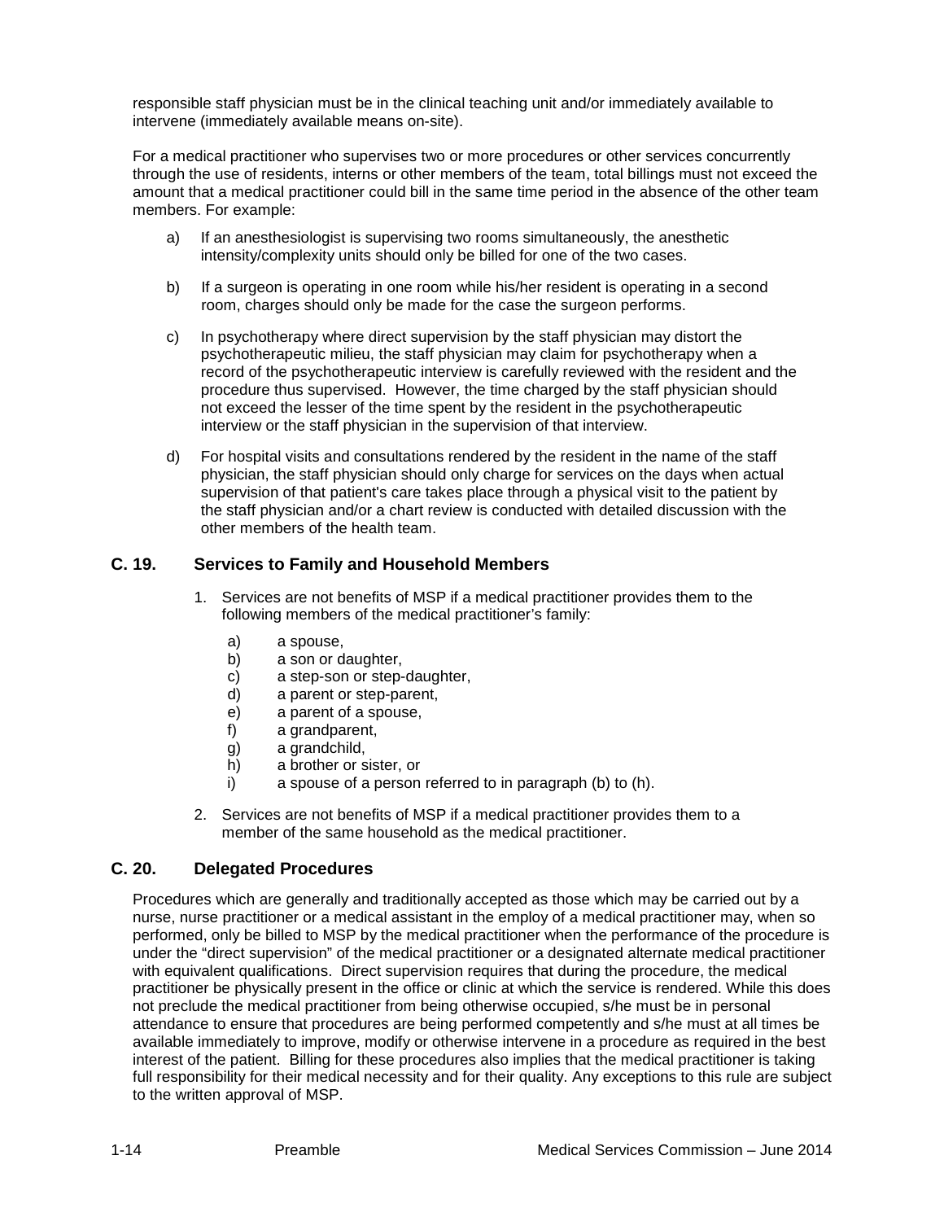responsible staff physician must be in the clinical teaching unit and/or immediately available to intervene (immediately available means on-site).

For a medical practitioner who supervises two or more procedures or other services concurrently through the use of residents, interns or other members of the team, total billings must not exceed the amount that a medical practitioner could bill in the same time period in the absence of the other team members. For example:

a) If an anesthesiologist is supervising two rooms simultaneously, the anesthetic intensity/complexity units should only be billed for one of the two cases.

b) If a surgeon is operating in one room while his/her resident is operating in a second room, charges should only be made for the case the surgeon performs.

c) In psychotherapy where direct supervision by the staff physician may distort the psychotherapeutic milieu, the staff physician may claim for psychotherapy when a record of the psychotherapeutic interview is carefully reviewed with the resident and the procedure thus supervised. However, the time charged by the staff physician should not exceed the lesser of the time spent by the resident in the psychotherapeutic interview or the staff physician in the supervision of that interview.

d) For hospital visits and consultations rendered by the resident in the name of the staff physician, the staff physician should only charge for services on the days when actual supervision of that patient's care takes place through a physical visit to the patient by the staff physician and/or a chart review is conducted with detailed discussion with the other members of the health team.

## C. 19. Services to Family and Household Members

1. Services are not benefits of MSP if a medical practitioner provides them to the following members of the medical practitioner's family:

   a) a spouse,
   b) a son or daughter,
   c) a step-son or step-daughter,
   d) a parent or step-parent,
   e) a parent of a spouse,
   f) a grandparent,
   g) a grandchild,
   h) a brother or sister, or
   i) a spouse of a person referred to in paragraph (b) to (h).

2. Services are not benefits of MSP if a medical practitioner provides them to a member of the same household as the medical practitioner.

## C. 20. Delegated Procedures

Procedures which are generally and traditionally accepted as those which may be carried out by a nurse, nurse practitioner or a medical assistant in the employ of a medical practitioner may, when so performed, only be billed to MSP by the medical practitioner when the performance of the procedure is under the "direct supervision" of the medical practitioner or a designated alternate medical practitioner with equivalent qualifications. Direct supervision requires that during the procedure, the medical practitioner be physically present in the office or clinic at which the service is rendered. While this does not preclude the medical practitioner from being otherwise occupied, s/he must be in personal attendance to ensure that procedures are being performed competently and s/he must at all times be available immediately to improve, modify or otherwise intervene in a procedure as required in the best interest of the patient. Billing for these procedures also implies that the medical practitioner is taking full responsibility for their medical necessity and for their quality. Any exceptions to this rule are subject to the written approval of MSP.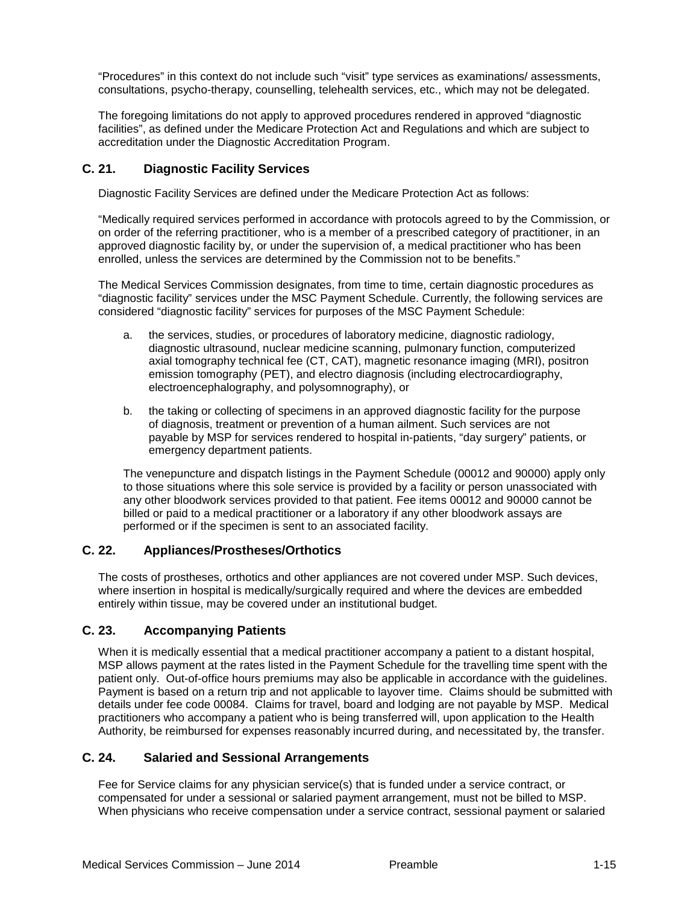"Procedures" in this context do not include such "visit" type services as examinations/ assessments, consultations, psycho-therapy, counselling, telehealth services, etc., which may not be delegated.

The foregoing limitations do not apply to approved procedures rendered in approved "diagnostic facilities", as defined under the Medicare Protection Act and Regulations and which are subject to accreditation under the Diagnostic Accreditation Program.

## C. 21. Diagnostic Facility Services

Diagnostic Facility Services are defined under the Medicare Protection Act as follows:

"Medically required services performed in accordance with protocols agreed to by the Commission, or on order of the referring practitioner, who is a member of a prescribed category of practitioner, in an approved diagnostic facility by, or under the supervision of, a medical practitioner who has been enrolled, unless the services are determined by the Commission not to be benefits."

The Medical Services Commission designates, from time to time, certain diagnostic procedures as "diagnostic facility" services under the MSC Payment Schedule. Currently, the following services are considered "diagnostic facility" services for purposes of the MSC Payment Schedule:

a. the services, studies, or procedures of laboratory medicine, diagnostic radiology, diagnostic ultrasound, nuclear medicine scanning, pulmonary function, computerized axial tomography technical fee (CT, CAT), magnetic resonance imaging (MRI), positron emission tomography (PET), and electro diagnosis (including electrocardiography, electroencephalography, and polysomnography), or

b. the taking or collecting of specimens in an approved diagnostic facility for the purpose of diagnosis, treatment or prevention of a human ailment. Such services are not payable by MSP for services rendered to hospital in-patients, "day surgery" patients, or emergency department patients.

The venepuncture and dispatch listings in the Payment Schedule (00012 and 90000) apply only to those situations where this sole service is provided by a facility or person unassociated with any other bloodwork services provided to that patient. Fee items 00012 and 90000 cannot be billed or paid to a medical practitioner or a laboratory if any other bloodwork assays are performed or if the specimen is sent to an associated facility.

## C. 22. Appliances/Prostheses/Orthotics

The costs of prostheses, orthotics and other appliances are not covered under MSP. Such devices, where insertion in hospital is medically/surgically required and where the devices are embedded entirely within tissue, may be covered under an institutional budget.

## C. 23. Accompanying Patients

When it is medically essential that a medical practitioner accompany a patient to a distant hospital, MSP allows payment at the rates listed in the Payment Schedule for the travelling time spent with the patient only. Out-of-office hours premiums may also be applicable in accordance with the guidelines. Payment is based on a return trip and not applicable to layover time. Claims should be submitted with details under fee code 00084. Claims for travel, board and lodging are not payable by MSP. Medical practitioners who accompany a patient who is being transferred will, upon application to the Health Authority, be reimbursed for expenses reasonably incurred during, and necessitated by, the transfer.

## C. 24. Salaried and Sessional Arrangements

Fee for Service claims for any physician service(s) that is funded under a service contract, or compensated for under a sessional or salaried payment arrangement, must not be billed to MSP. When physicians who receive compensation under a service contract, sessional payment or salaried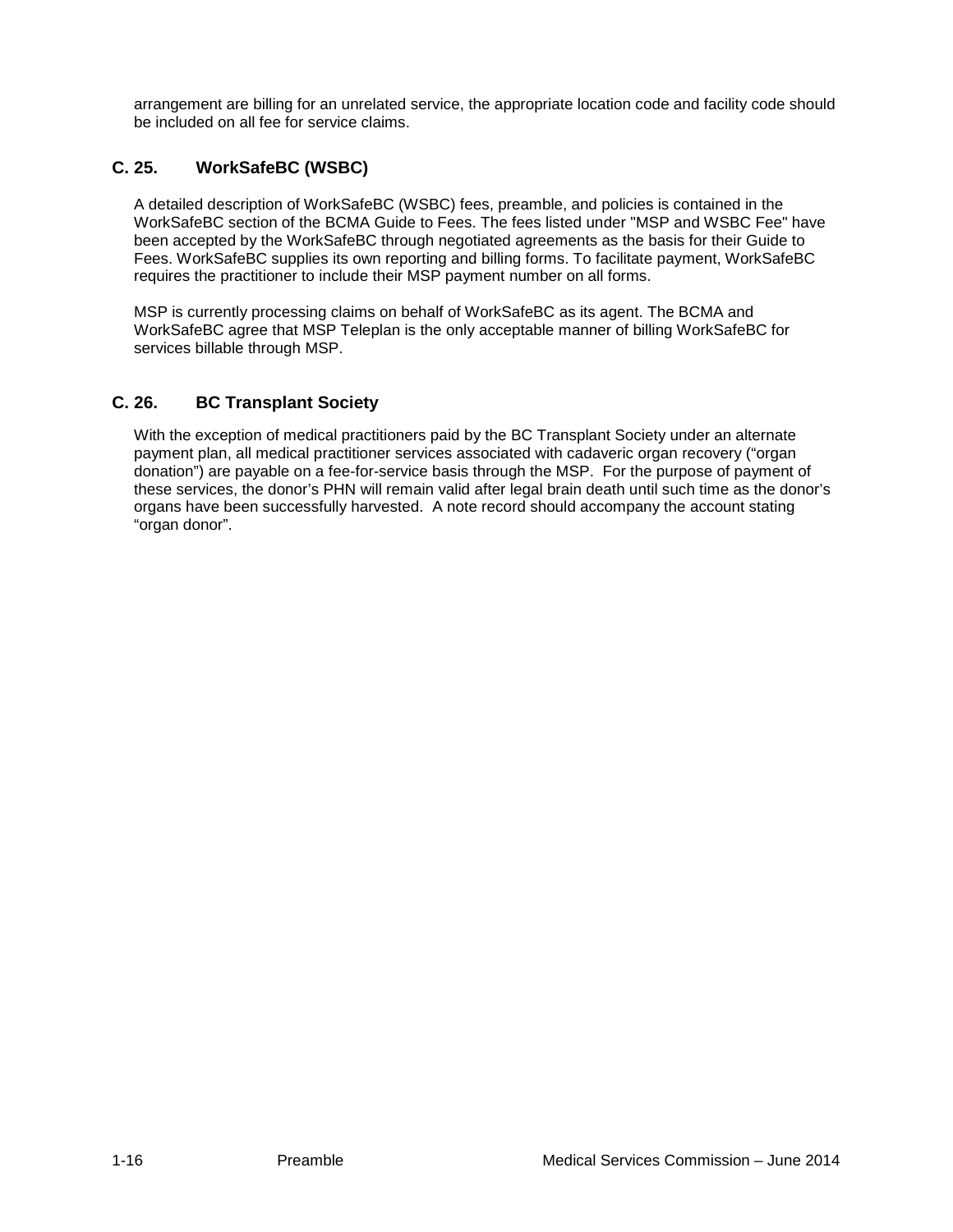arrangement are billing for an unrelated service, the appropriate location code and facility code should be included on all fee for service claims.

## C. 25. WorkSafeBC (WSBC)

A detailed description of WorkSafeBC (WSBC) fees, preamble, and policies is contained in the WorkSafeBC section of the BCMA Guide to Fees. The fees listed under "MSP and WSBC Fee" have been accepted by the WorkSafeBC through negotiated agreements as the basis for their Guide to Fees. WorkSafeBC supplies its own reporting and billing forms. To facilitate payment, WorkSafeBC requires the practitioner to include their MSP payment number on all forms.

MSP is currently processing claims on behalf of WorkSafeBC as its agent. The BCMA and WorkSafeBC agree that MSP Teleplan is the only acceptable manner of billing WorkSafeBC for services billable through MSP.

## C. 26. BC Transplant Society

With the exception of medical practitioners paid by the BC Transplant Society under an alternate payment plan, all medical practitioner services associated with cadaveric organ recovery ("organ donation") are payable on a fee-for-service basis through the MSP. For the purpose of payment of these services, the donor's PHN will remain valid after legal brain death until such time as the donor's organs have been successfully harvested. A note record should accompany the account stating "organ donor".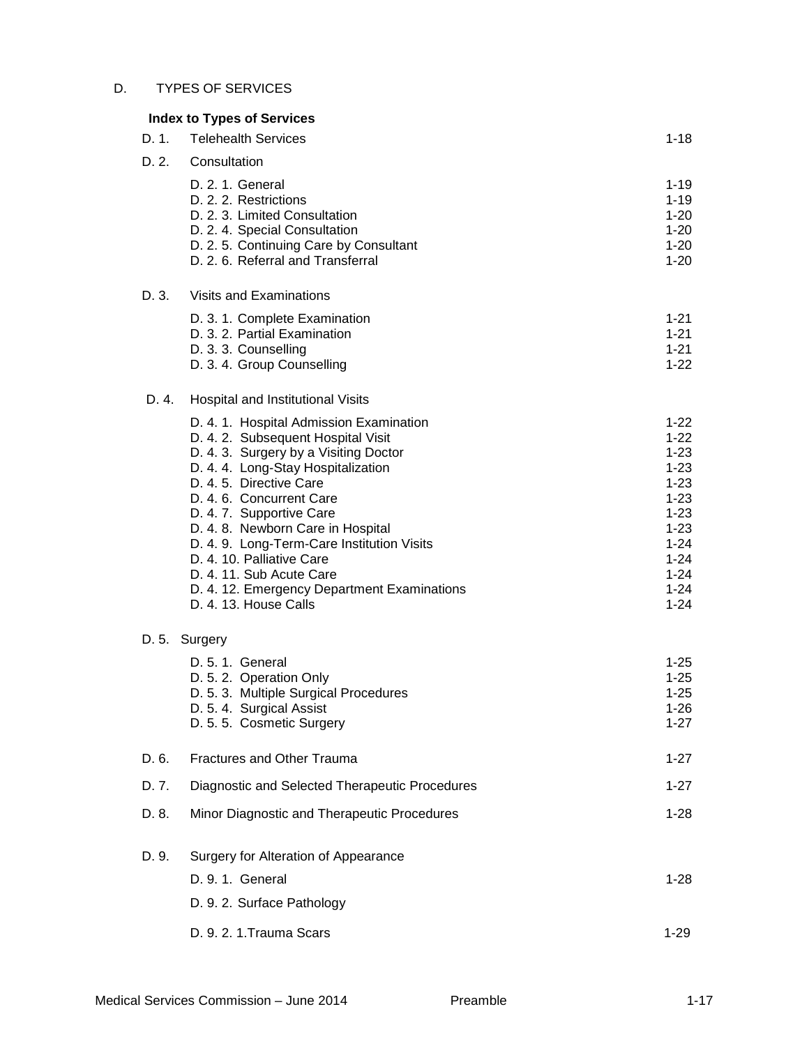## D. TYPES OF SERVICES

**Index to Types of Services**

| | | |
|---|---|---|
| D. 1. | Telehealth Services | 1-18 |
| D. 2. | Consultation | |
| | D. 2. 1. General | 1-19 |
| | D. 2. 2. Restrictions | 1-19 |
| | D. 2. 3. Limited Consultation | 1-20 |
| | D. 2. 4. Special Consultation | 1-20 |
| | D. 2. 5. Continuing Care by Consultant | 1-20 |
| | D. 2. 6. Referral and Transferral | 1-20 |
| D. 3. | Visits and Examinations | |
| | D. 3. 1. Complete Examination | 1-21 |
| | D. 3. 2. Partial Examination | 1-21 |
| | D. 3. 3. Counselling | 1-21 |
| | D. 3. 4. Group Counselling | 1-22 |
| D. 4. | Hospital and Institutional Visits | |
| | D. 4. 1. Hospital Admission Examination | 1-22 |
| | D. 4. 2. Subsequent Hospital Visit | 1-22 |
| | D. 4. 3. Surgery by a Visiting Doctor | 1-23 |
| | D. 4. 4. Long-Stay Hospitalization | 1-23 |
| | D. 4. 5. Directive Care | 1-23 |
| | D. 4. 6. Concurrent Care | 1-23 |
| | D. 4. 7. Supportive Care | 1-23 |
| | D. 4. 8. Newborn Care in Hospital | 1-23 |
| | D. 4. 9. Long-Term-Care Institution Visits | 1-24 |
| | D. 4. 10. Palliative Care | 1-24 |
| | D. 4. 11. Sub Acute Care | 1-24 |
| | D. 4. 12. Emergency Department Examinations | 1-24 |
| | D. 4. 13. House Calls | 1-24 |
| D. 5. | Surgery | |
| | D. 5. 1. General | 1-25 |
| | D. 5. 2. Operation Only | 1-25 |
| | D. 5. 3. Multiple Surgical Procedures | 1-25 |
| | D. 5. 4. Surgical Assist | 1-26 |
| | D. 5. 5. Cosmetic Surgery | 1-27 |
| D. 6. | Fractures and Other Trauma | 1-27 |
| D. 7. | Diagnostic and Selected Therapeutic Procedures | 1-27 |
| D. 8. | Minor Diagnostic and Therapeutic Procedures | 1-28 |
| D. 9. | Surgery for Alteration of Appearance | |
| | D. 9. 1. General | 1-28 |
| | D. 9. 2. Surface Pathology | |
| | D. 9. 2. 1.Trauma Scars | 1-29 |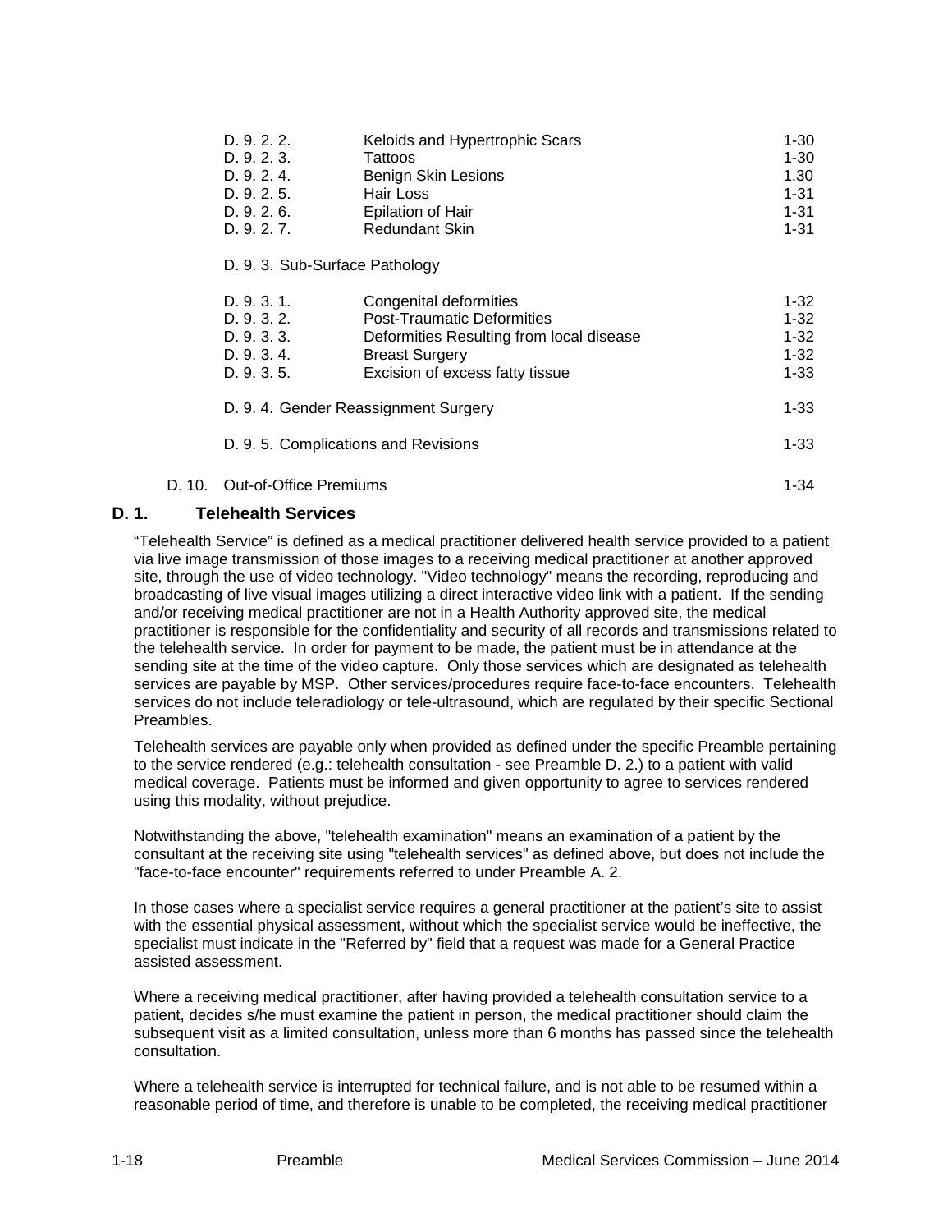| | | |
|---|---|---|
| D. 9. 2. 2. | Keloids and Hypertrophic Scars | 1-30 |
| D. 9. 2. 3. | Tattoos | 1-30 |
| D. 9. 2. 4. | Benign Skin Lesions | 1.30 |
| D. 9. 2. 5. | Hair Loss | 1-31 |
| D. 9. 2. 6. | Epilation of Hair | 1-31 |
| D. 9. 2. 7. | Redundant Skin | 1-31 |
| D. 9. 3. Sub-Surface Pathology | | |
| D. 9. 3. 1. | Congenital deformities | 1-32 |
| D. 9. 3. 2. | Post-Traumatic Deformities | 1-32 |
| D. 9. 3. 3. | Deformities Resulting from local disease | 1-32 |
| D. 9. 3. 4. | Breast Surgery | 1-32 |
| D. 9. 3. 5. | Excision of excess fatty tissue | 1-33 |
| D. 9. 4. Gender Reassignment Surgery | | 1-33 |
| D. 9. 5. Complications and Revisions | | 1-33 |
| D. 10. Out-of-Office Premiums | | 1-34 |

## D. 1. Telehealth Services

"Telehealth Service" is defined as a medical practitioner delivered health service provided to a patient via live image transmission of those images to a receiving medical practitioner at another approved site, through the use of video technology. "Video technology" means the recording, reproducing and broadcasting of live visual images utilizing a direct interactive video link with a patient. If the sending and/or receiving medical practitioner are not in a Health Authority approved site, the medical practitioner is responsible for the confidentiality and security of all records and transmissions related to the telehealth service. In order for payment to be made, the patient must be in attendance at the sending site at the time of the video capture. Only those services which are designated as telehealth services are payable by MSP. Other services/procedures require face-to-face encounters. Telehealth services do not include teleradiology or tele-ultrasound, which are regulated by their specific Sectional Preambles.

Telehealth services are payable only when provided as defined under the specific Preamble pertaining to the service rendered (e.g.: telehealth consultation - see Preamble D. 2.) to a patient with valid medical coverage. Patients must be informed and given opportunity to agree to services rendered using this modality, without prejudice.

Notwithstanding the above, "telehealth examination" means an examination of a patient by the consultant at the receiving site using "telehealth services" as defined above, but does not include the "face-to-face encounter" requirements referred to under Preamble A. 2.

In those cases where a specialist service requires a general practitioner at the patient's site to assist with the essential physical assessment, without which the specialist service would be ineffective, the specialist must indicate in the "Referred by" field that a request was made for a General Practice assisted assessment.

Where a receiving medical practitioner, after having provided a telehealth consultation service to a patient, decides s/he must examine the patient in person, the medical practitioner should claim the subsequent visit as a limited consultation, unless more than 6 months has passed since the telehealth consultation.

Where a telehealth service is interrupted for technical failure, and is not able to be resumed within a reasonable period of time, and therefore is unable to be completed, the receiving medical practitioner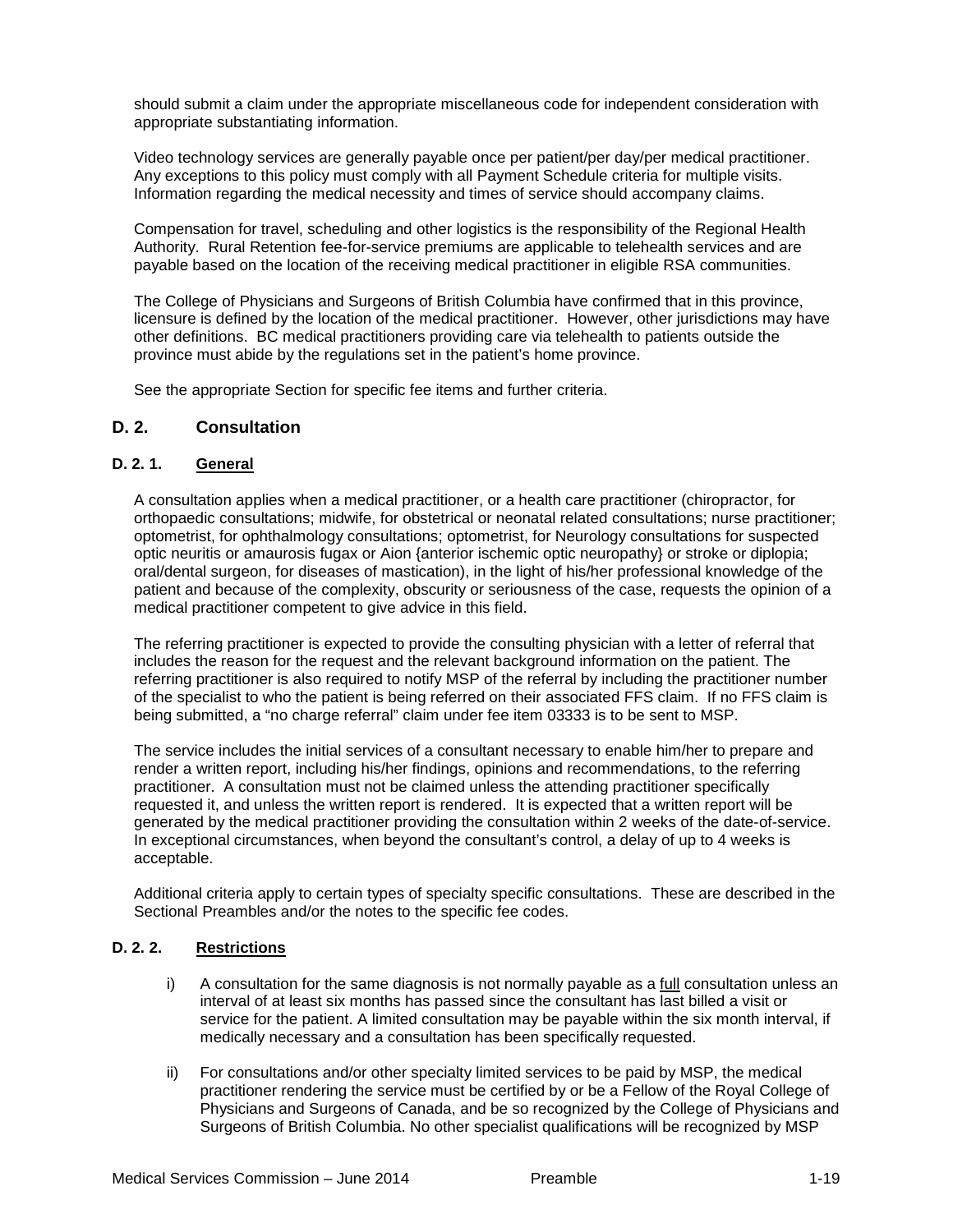should submit a claim under the appropriate miscellaneous code for independent consideration with appropriate substantiating information.

Video technology services are generally payable once per patient/per day/per medical practitioner. Any exceptions to this policy must comply with all Payment Schedule criteria for multiple visits. Information regarding the medical necessity and times of service should accompany claims.

Compensation for travel, scheduling and other logistics is the responsibility of the Regional Health Authority. Rural Retention fee-for-service premiums are applicable to telehealth services and are payable based on the location of the receiving medical practitioner in eligible RSA communities.

The College of Physicians and Surgeons of British Columbia have confirmed that in this province, licensure is defined by the location of the medical practitioner. However, other jurisdictions may have other definitions. BC medical practitioners providing care via telehealth to patients outside the province must abide by the regulations set in the patient's home province.

See the appropriate Section for specific fee items and further criteria.

## D. 2. Consultation

### D. 2. 1. General

A consultation applies when a medical practitioner, or a health care practitioner (chiropractor, for orthopaedic consultations; midwife, for obstetrical or neonatal related consultations; nurse practitioner; optometrist, for ophthalmology consultations; optometrist, for Neurology consultations for suspected optic neuritis or amaurosis fugax or Aion {anterior ischemic optic neuropathy} or stroke or diplopia; oral/dental surgeon, for diseases of mastication), in the light of his/her professional knowledge of the patient and because of the complexity, obscurity or seriousness of the case, requests the opinion of a medical practitioner competent to give advice in this field.

The referring practitioner is expected to provide the consulting physician with a letter of referral that includes the reason for the request and the relevant background information on the patient. The referring practitioner is also required to notify MSP of the referral by including the practitioner number of the specialist to who the patient is being referred on their associated FFS claim. If no FFS claim is being submitted, a "no charge referral" claim under fee item 03333 is to be sent to MSP.

The service includes the initial services of a consultant necessary to enable him/her to prepare and render a written report, including his/her findings, opinions and recommendations, to the referring practitioner. A consultation must not be claimed unless the attending practitioner specifically requested it, and unless the written report is rendered. It is expected that a written report will be generated by the medical practitioner providing the consultation within 2 weeks of the date-of-service. In exceptional circumstances, when beyond the consultant's control, a delay of up to 4 weeks is acceptable.

Additional criteria apply to certain types of specialty specific consultations. These are described in the Sectional Preambles and/or the notes to the specific fee codes.

### D. 2. 2. Restrictions

i) A consultation for the same diagnosis is not normally payable as a full consultation unless an interval of at least six months has passed since the consultant has last billed a visit or service for the patient. A limited consultation may be payable within the six month interval, if medically necessary and a consultation has been specifically requested.

ii) For consultations and/or other specialty limited services to be paid by MSP, the medical practitioner rendering the service must be certified by or be a Fellow of the Royal College of Physicians and Surgeons of Canada, and be so recognized by the College of Physicians and Surgeons of British Columbia. No other specialist qualifications will be recognized by MSP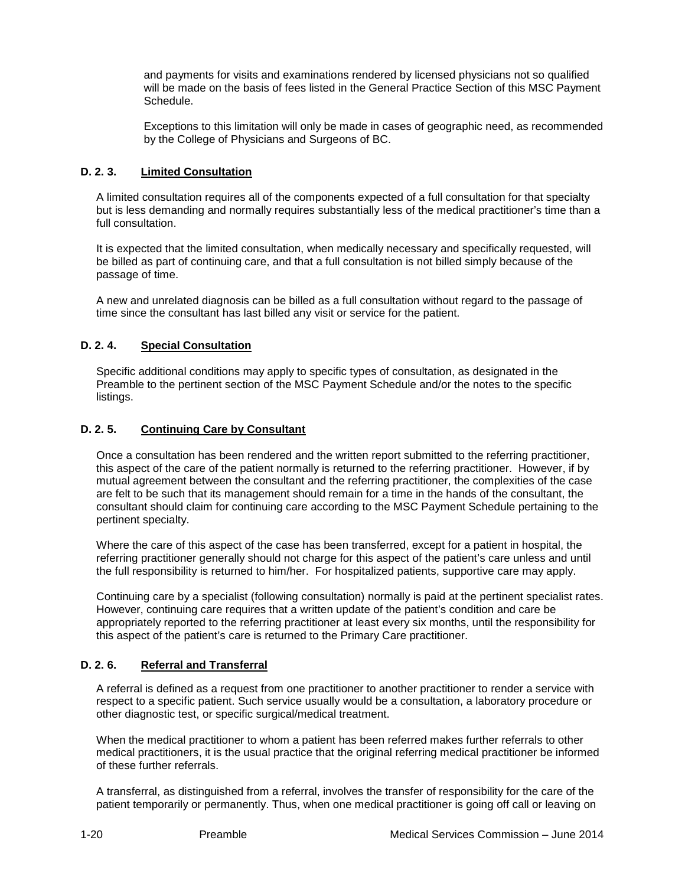and payments for visits and examinations rendered by licensed physicians not so qualified will be made on the basis of fees listed in the General Practice Section of this MSC Payment Schedule.

Exceptions to this limitation will only be made in cases of geographic need, as recommended by the College of Physicians and Surgeons of BC.

### D. 2. 3. Limited Consultation

A limited consultation requires all of the components expected of a full consultation for that specialty but is less demanding and normally requires substantially less of the medical practitioner's time than a full consultation.

It is expected that the limited consultation, when medically necessary and specifically requested, will be billed as part of continuing care, and that a full consultation is not billed simply because of the passage of time.

A new and unrelated diagnosis can be billed as a full consultation without regard to the passage of time since the consultant has last billed any visit or service for the patient.

### D. 2. 4. Special Consultation

Specific additional conditions may apply to specific types of consultation, as designated in the Preamble to the pertinent section of the MSC Payment Schedule and/or the notes to the specific listings.

### D. 2. 5. Continuing Care by Consultant

Once a consultation has been rendered and the written report submitted to the referring practitioner, this aspect of the care of the patient normally is returned to the referring practitioner. However, if by mutual agreement between the consultant and the referring practitioner, the complexities of the case are felt to be such that its management should remain for a time in the hands of the consultant, the consultant should claim for continuing care according to the MSC Payment Schedule pertaining to the pertinent specialty.

Where the care of this aspect of the case has been transferred, except for a patient in hospital, the referring practitioner generally should not charge for this aspect of the patient's care unless and until the full responsibility is returned to him/her. For hospitalized patients, supportive care may apply.

Continuing care by a specialist (following consultation) normally is paid at the pertinent specialist rates. However, continuing care requires that a written update of the patient's condition and care be appropriately reported to the referring practitioner at least every six months, until the responsibility for this aspect of the patient's care is returned to the Primary Care practitioner.

### D. 2. 6. Referral and Transferral

A referral is defined as a request from one practitioner to another practitioner to render a service with respect to a specific patient. Such service usually would be a consultation, a laboratory procedure or other diagnostic test, or specific surgical/medical treatment.

When the medical practitioner to whom a patient has been referred makes further referrals to other medical practitioners, it is the usual practice that the original referring medical practitioner be informed of these further referrals.

A transferral, as distinguished from a referral, involves the transfer of responsibility for the care of the patient temporarily or permanently. Thus, when one medical practitioner is going off call or leaving on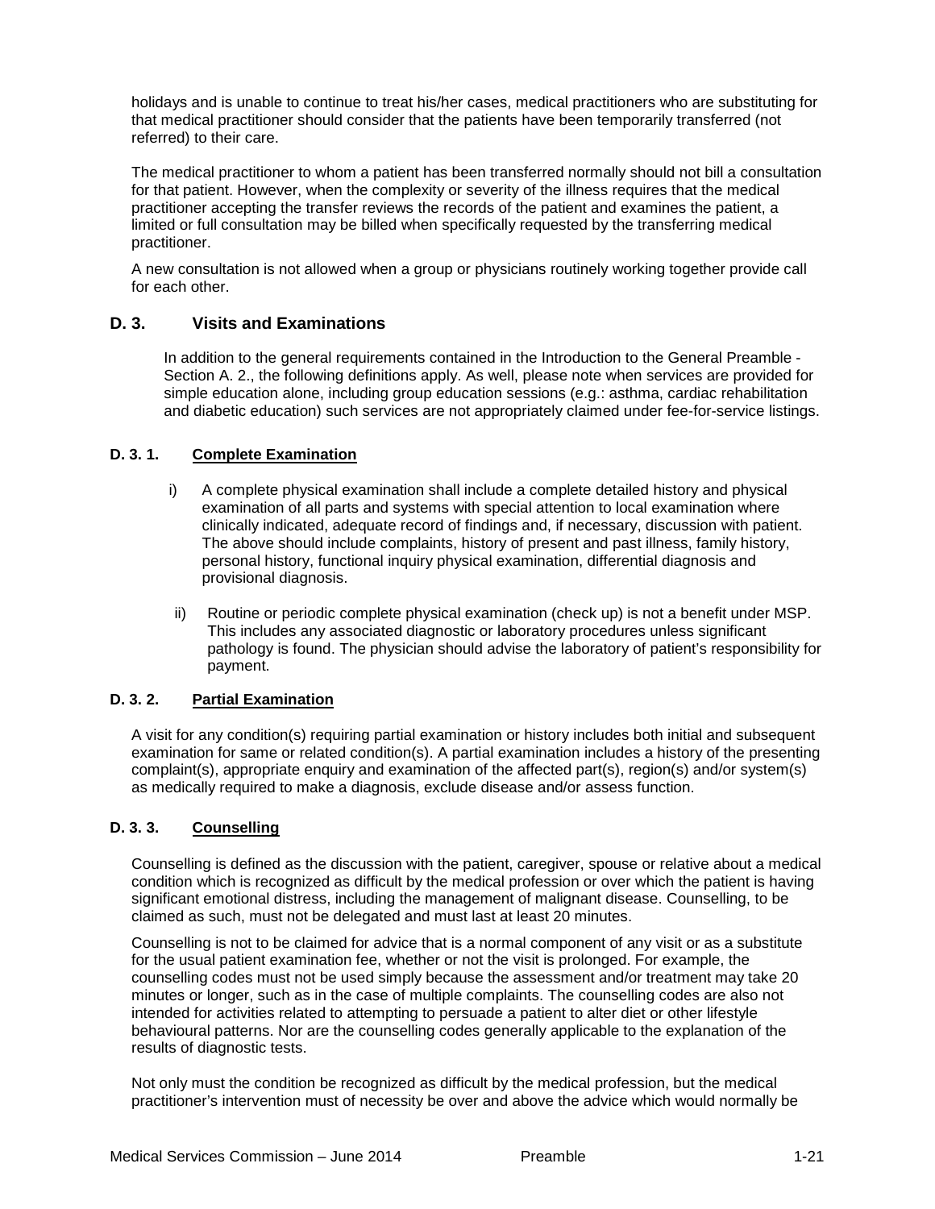holidays and is unable to continue to treat his/her cases, medical practitioners who are substituting for that medical practitioner should consider that the patients have been temporarily transferred (not referred) to their care.

The medical practitioner to whom a patient has been transferred normally should not bill a consultation for that patient. However, when the complexity or severity of the illness requires that the medical practitioner accepting the transfer reviews the records of the patient and examines the patient, a limited or full consultation may be billed when specifically requested by the transferring medical practitioner.

A new consultation is not allowed when a group or physicians routinely working together provide call for each other.

## D. 3. Visits and Examinations

In addition to the general requirements contained in the Introduction to the General Preamble - Section A. 2., the following definitions apply. As well, please note when services are provided for simple education alone, including group education sessions (e.g.: asthma, cardiac rehabilitation and diabetic education) such services are not appropriately claimed under fee-for-service listings.

### D. 3. 1. Complete Examination

i) A complete physical examination shall include a complete detailed history and physical examination of all parts and systems with special attention to local examination where clinically indicated, adequate record of findings and, if necessary, discussion with patient. The above should include complaints, history of present and past illness, family history, personal history, functional inquiry physical examination, differential diagnosis and provisional diagnosis.

ii) Routine or periodic complete physical examination (check up) is not a benefit under MSP. This includes any associated diagnostic or laboratory procedures unless significant pathology is found. The physician should advise the laboratory of patient's responsibility for payment.

### D. 3. 2. Partial Examination

A visit for any condition(s) requiring partial examination or history includes both initial and subsequent examination for same or related condition(s). A partial examination includes a history of the presenting complaint(s), appropriate enquiry and examination of the affected part(s), region(s) and/or system(s) as medically required to make a diagnosis, exclude disease and/or assess function.

### D. 3. 3. Counselling

Counselling is defined as the discussion with the patient, caregiver, spouse or relative about a medical condition which is recognized as difficult by the medical profession or over which the patient is having significant emotional distress, including the management of malignant disease. Counselling, to be claimed as such, must not be delegated and must last at least 20 minutes.

Counselling is not to be claimed for advice that is a normal component of any visit or as a substitute for the usual patient examination fee, whether or not the visit is prolonged. For example, the counselling codes must not be used simply because the assessment and/or treatment may take 20 minutes or longer, such as in the case of multiple complaints. The counselling codes are also not intended for activities related to attempting to persuade a patient to alter diet or other lifestyle behavioural patterns. Nor are the counselling codes generally applicable to the explanation of the results of diagnostic tests.

Not only must the condition be recognized as difficult by the medical profession, but the medical practitioner's intervention must of necessity be over and above the advice which would normally be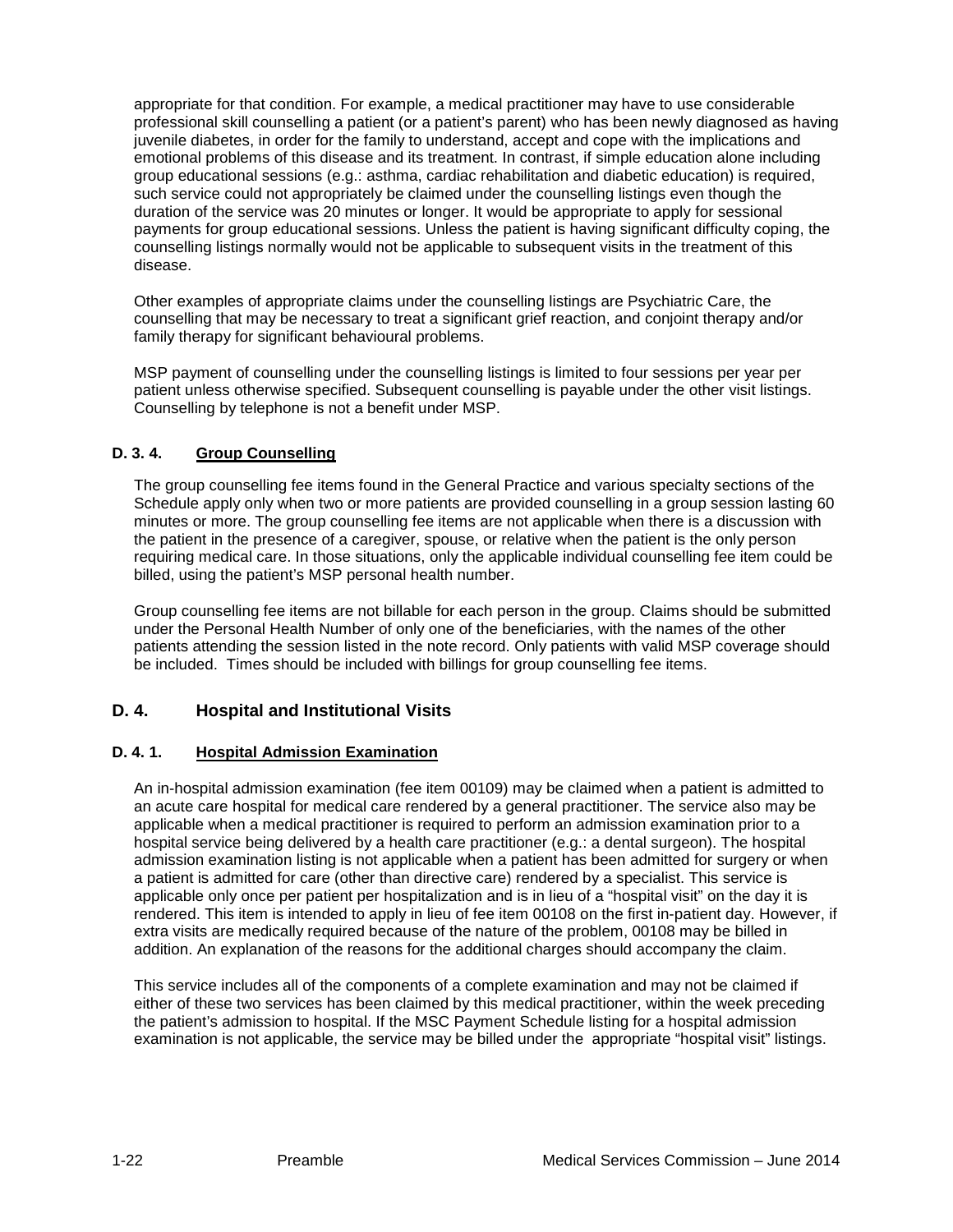appropriate for that condition. For example, a medical practitioner may have to use considerable professional skill counselling a patient (or a patient's parent) who has been newly diagnosed as having juvenile diabetes, in order for the family to understand, accept and cope with the implications and emotional problems of this disease and its treatment. In contrast, if simple education alone including group educational sessions (e.g.: asthma, cardiac rehabilitation and diabetic education) is required, such service could not appropriately be claimed under the counselling listings even though the duration of the service was 20 minutes or longer. It would be appropriate to apply for sessional payments for group educational sessions. Unless the patient is having significant difficulty coping, the counselling listings normally would not be applicable to subsequent visits in the treatment of this disease.

Other examples of appropriate claims under the counselling listings are Psychiatric Care, the counselling that may be necessary to treat a significant grief reaction, and conjoint therapy and/or family therapy for significant behavioural problems.

MSP payment of counselling under the counselling listings is limited to four sessions per year per patient unless otherwise specified. Subsequent counselling is payable under the other visit listings. Counselling by telephone is not a benefit under MSP.

#### D. 3. 4. Group Counselling

The group counselling fee items found in the General Practice and various specialty sections of the Schedule apply only when two or more patients are provided counselling in a group session lasting 60 minutes or more. The group counselling fee items are not applicable when there is a discussion with the patient in the presence of a caregiver, spouse, or relative when the patient is the only person requiring medical care. In those situations, only the applicable individual counselling fee item could be billed, using the patient's MSP personal health number.

Group counselling fee items are not billable for each person in the group. Claims should be submitted under the Personal Health Number of only one of the beneficiaries, with the names of the other patients attending the session listed in the note record. Only patients with valid MSP coverage should be included. Times should be included with billings for group counselling fee items.

### D. 4. Hospital and Institutional Visits

#### D. 4. 1. Hospital Admission Examination

An in-hospital admission examination (fee item 00109) may be claimed when a patient is admitted to an acute care hospital for medical care rendered by a general practitioner. The service also may be applicable when a medical practitioner is required to perform an admission examination prior to a hospital service being delivered by a health care practitioner (e.g.: a dental surgeon). The hospital admission examination listing is not applicable when a patient has been admitted for surgery or when a patient is admitted for care (other than directive care) rendered by a specialist. This service is applicable only once per patient per hospitalization and is in lieu of a "hospital visit" on the day it is rendered. This item is intended to apply in lieu of fee item 00108 on the first in-patient day. However, if extra visits are medically required because of the nature of the problem, 00108 may be billed in addition. An explanation of the reasons for the additional charges should accompany the claim.

This service includes all of the components of a complete examination and may not be claimed if either of these two services has been claimed by this medical practitioner, within the week preceding the patient's admission to hospital. If the MSC Payment Schedule listing for a hospital admission examination is not applicable, the service may be billed under the appropriate "hospital visit" listings.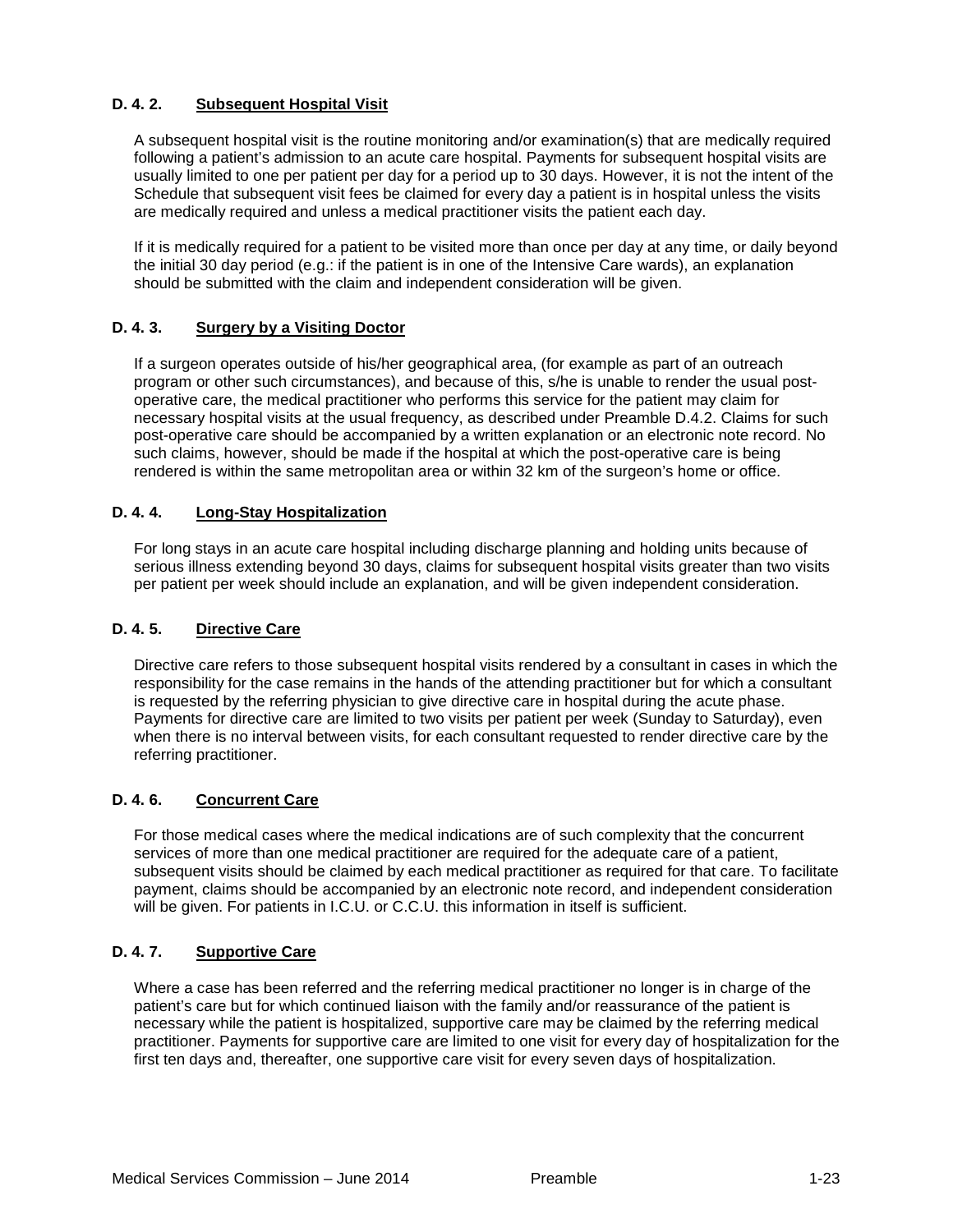### D. 4. 2. Subsequent Hospital Visit

A subsequent hospital visit is the routine monitoring and/or examination(s) that are medically required following a patient's admission to an acute care hospital. Payments for subsequent hospital visits are usually limited to one per patient per day for a period up to 30 days. However, it is not the intent of the Schedule that subsequent visit fees be claimed for every day a patient is in hospital unless the visits are medically required and unless a medical practitioner visits the patient each day.

If it is medically required for a patient to be visited more than once per day at any time, or daily beyond the initial 30 day period (e.g.: if the patient is in one of the Intensive Care wards), an explanation should be submitted with the claim and independent consideration will be given.

### D. 4. 3. Surgery by a Visiting Doctor

If a surgeon operates outside of his/her geographical area, (for example as part of an outreach program or other such circumstances), and because of this, s/he is unable to render the usual post-operative care, the medical practitioner who performs this service for the patient may claim for necessary hospital visits at the usual frequency, as described under Preamble D.4.2. Claims for such post-operative care should be accompanied by a written explanation or an electronic note record. No such claims, however, should be made if the hospital at which the post-operative care is being rendered is within the same metropolitan area or within 32 km of the surgeon's home or office.

### D. 4. 4. Long-Stay Hospitalization

For long stays in an acute care hospital including discharge planning and holding units because of serious illness extending beyond 30 days, claims for subsequent hospital visits greater than two visits per patient per week should include an explanation, and will be given independent consideration.

### D. 4. 5. Directive Care

Directive care refers to those subsequent hospital visits rendered by a consultant in cases in which the responsibility for the case remains in the hands of the attending practitioner but for which a consultant is requested by the referring physician to give directive care in hospital during the acute phase. Payments for directive care are limited to two visits per patient per week (Sunday to Saturday), even when there is no interval between visits, for each consultant requested to render directive care by the referring practitioner.

### D. 4. 6. Concurrent Care

For those medical cases where the medical indications are of such complexity that the concurrent services of more than one medical practitioner are required for the adequate care of a patient, subsequent visits should be claimed by each medical practitioner as required for that care. To facilitate payment, claims should be accompanied by an electronic note record, and independent consideration will be given. For patients in I.C.U. or C.C.U. this information in itself is sufficient.

### D. 4. 7. Supportive Care

Where a case has been referred and the referring medical practitioner no longer is in charge of the patient's care but for which continued liaison with the family and/or reassurance of the patient is necessary while the patient is hospitalized, supportive care may be claimed by the referring medical practitioner. Payments for supportive care are limited to one visit for every day of hospitalization for the first ten days and, thereafter, one supportive care visit for every seven days of hospitalization.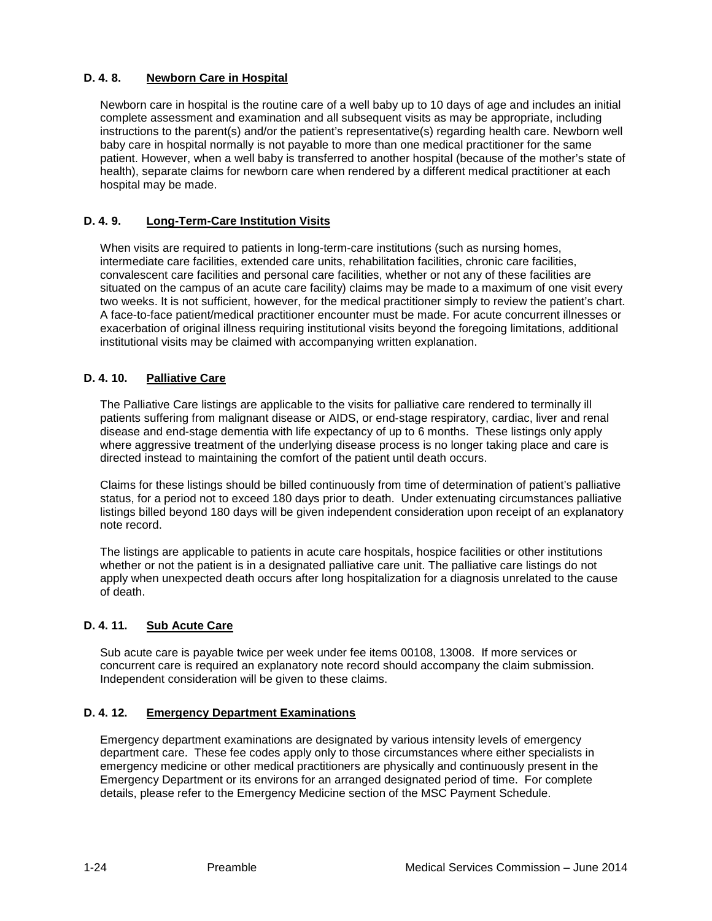### D. 4. 8. Newborn Care in Hospital

Newborn care in hospital is the routine care of a well baby up to 10 days of age and includes an initial complete assessment and examination and all subsequent visits as may be appropriate, including instructions to the parent(s) and/or the patient's representative(s) regarding health care. Newborn well baby care in hospital normally is not payable to more than one medical practitioner for the same patient. However, when a well baby is transferred to another hospital (because of the mother's state of health), separate claims for newborn care when rendered by a different medical practitioner at each hospital may be made.

### D. 4. 9. Long-Term-Care Institution Visits

When visits are required to patients in long-term-care institutions (such as nursing homes, intermediate care facilities, extended care units, rehabilitation facilities, chronic care facilities, convalescent care facilities and personal care facilities, whether or not any of these facilities are situated on the campus of an acute care facility) claims may be made to a maximum of one visit every two weeks. It is not sufficient, however, for the medical practitioner simply to review the patient's chart. A face-to-face patient/medical practitioner encounter must be made. For acute concurrent illnesses or exacerbation of original illness requiring institutional visits beyond the foregoing limitations, additional institutional visits may be claimed with accompanying written explanation.

### D. 4. 10. Palliative Care

The Palliative Care listings are applicable to the visits for palliative care rendered to terminally ill patients suffering from malignant disease or AIDS, or end-stage respiratory, cardiac, liver and renal disease and end-stage dementia with life expectancy of up to 6 months. These listings only apply where aggressive treatment of the underlying disease process is no longer taking place and care is directed instead to maintaining the comfort of the patient until death occurs.

Claims for these listings should be billed continuously from time of determination of patient's palliative status, for a period not to exceed 180 days prior to death. Under extenuating circumstances palliative listings billed beyond 180 days will be given independent consideration upon receipt of an explanatory note record.

The listings are applicable to patients in acute care hospitals, hospice facilities or other institutions whether or not the patient is in a designated palliative care unit. The palliative care listings do not apply when unexpected death occurs after long hospitalization for a diagnosis unrelated to the cause of death.

### D. 4. 11. Sub Acute Care

Sub acute care is payable twice per week under fee items 00108, 13008. If more services or concurrent care is required an explanatory note record should accompany the claim submission. Independent consideration will be given to these claims.

### D. 4. 12. Emergency Department Examinations

Emergency department examinations are designated by various intensity levels of emergency department care. These fee codes apply only to those circumstances where either specialists in emergency medicine or other medical practitioners are physically and continuously present in the Emergency Department or its environs for an arranged designated period of time. For complete details, please refer to the Emergency Medicine section of the MSC Payment Schedule.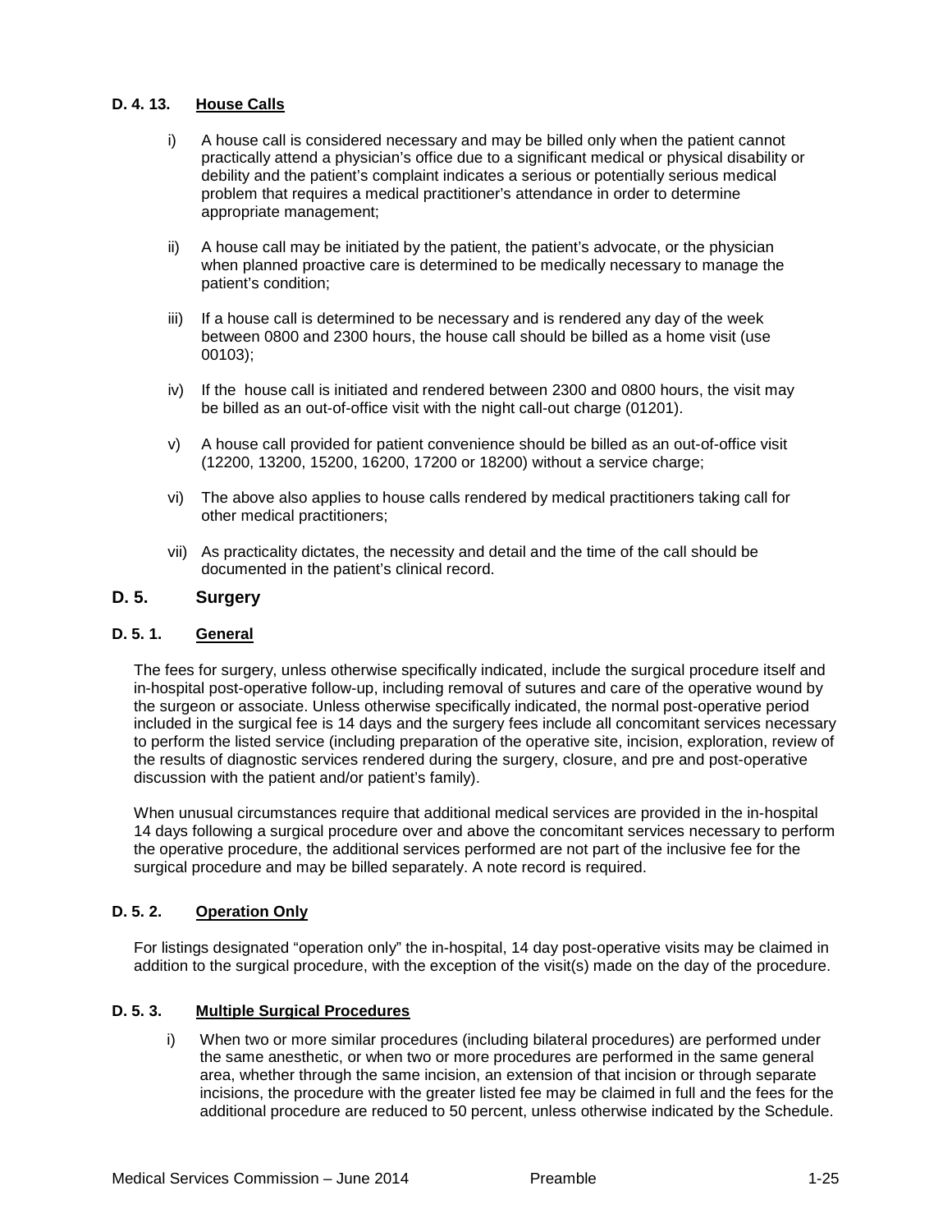### D. 4. 13. House Calls

i) A house call is considered necessary and may be billed only when the patient cannot practically attend a physician's office due to a significant medical or physical disability or debility and the patient's complaint indicates a serious or potentially serious medical problem that requires a medical practitioner's attendance in order to determine appropriate management;

ii) A house call may be initiated by the patient, the patient's advocate, or the physician when planned proactive care is determined to be medically necessary to manage the patient's condition;

iii) If a house call is determined to be necessary and is rendered any day of the week between 0800 and 2300 hours, the house call should be billed as a home visit (use 00103);

iv) If the house call is initiated and rendered between 2300 and 0800 hours, the visit may be billed as an out-of-office visit with the night call-out charge (01201).

v) A house call provided for patient convenience should be billed as an out-of-office visit (12200, 13200, 15200, 16200, 17200 or 18200) without a service charge;

vi) The above also applies to house calls rendered by medical practitioners taking call for other medical practitioners;

vii) As practicality dictates, the necessity and detail and the time of the call should be documented in the patient's clinical record.

## D. 5. Surgery

### D. 5. 1. General

The fees for surgery, unless otherwise specifically indicated, include the surgical procedure itself and in-hospital post-operative follow-up, including removal of sutures and care of the operative wound by the surgeon or associate. Unless otherwise specifically indicated, the normal post-operative period included in the surgical fee is 14 days and the surgery fees include all concomitant services necessary to perform the listed service (including preparation of the operative site, incision, exploration, review of the results of diagnostic services rendered during the surgery, closure, and pre and post-operative discussion with the patient and/or patient's family).

When unusual circumstances require that additional medical services are provided in the in-hospital 14 days following a surgical procedure over and above the concomitant services necessary to perform the operative procedure, the additional services performed are not part of the inclusive fee for the surgical procedure and may be billed separately. A note record is required.

### D. 5. 2. Operation Only

For listings designated "operation only" the in-hospital, 14 day post-operative visits may be claimed in addition to the surgical procedure, with the exception of the visit(s) made on the day of the procedure.

### D. 5. 3. Multiple Surgical Procedures

i) When two or more similar procedures (including bilateral procedures) are performed under the same anesthetic, or when two or more procedures are performed in the same general area, whether through the same incision, an extension of that incision or through separate incisions, the procedure with the greater listed fee may be claimed in full and the fees for the additional procedure are reduced to 50 percent, unless otherwise indicated by the Schedule.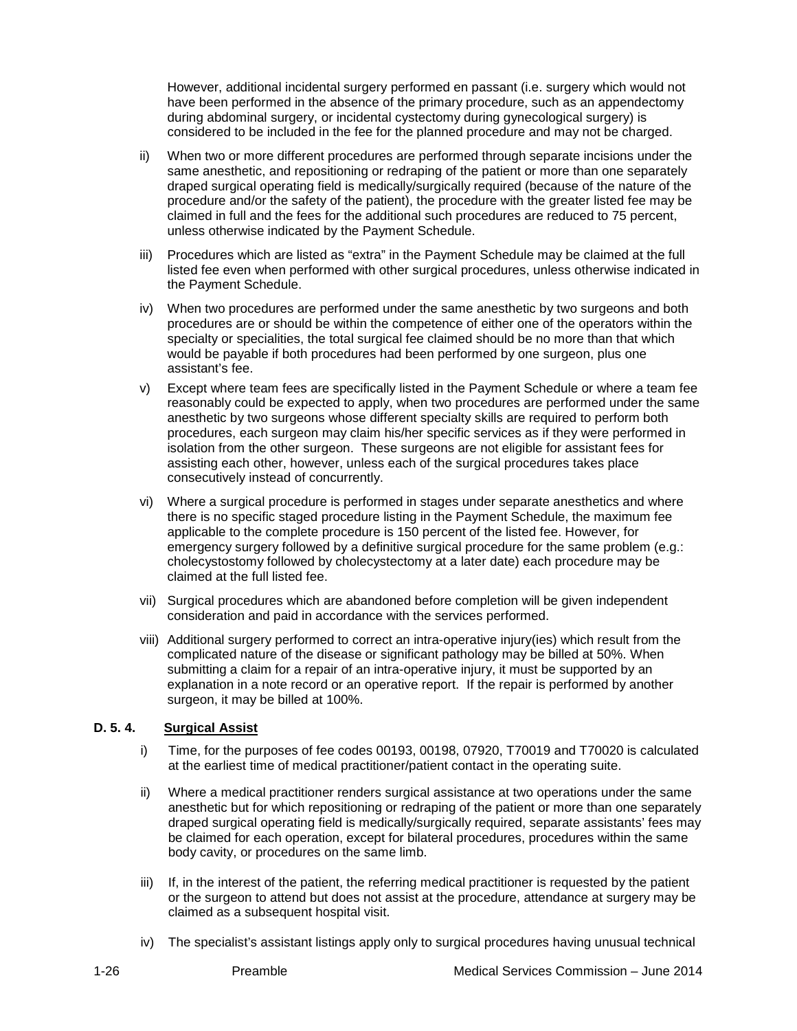However, additional incidental surgery performed en passant (i.e. surgery which would not have been performed in the absence of the primary procedure, such as an appendectomy during abdominal surgery, or incidental cystectomy during gynecological surgery) is considered to be included in the fee for the planned procedure and may not be charged.

ii) When two or more different procedures are performed through separate incisions under the same anesthetic, and repositioning or redraping of the patient or more than one separately draped surgical operating field is medically/surgically required (because of the nature of the procedure and/or the safety of the patient), the procedure with the greater listed fee may be claimed in full and the fees for the additional such procedures are reduced to 75 percent, unless otherwise indicated by the Payment Schedule.

iii) Procedures which are listed as "extra" in the Payment Schedule may be claimed at the full listed fee even when performed with other surgical procedures, unless otherwise indicated in the Payment Schedule.

iv) When two procedures are performed under the same anesthetic by two surgeons and both procedures are or should be within the competence of either one of the operators within the specialty or specialities, the total surgical fee claimed should be no more than that which would be payable if both procedures had been performed by one surgeon, plus one assistant's fee.

v) Except where team fees are specifically listed in the Payment Schedule or where a team fee reasonably could be expected to apply, when two procedures are performed under the same anesthetic by two surgeons whose different specialty skills are required to perform both procedures, each surgeon may claim his/her specific services as if they were performed in isolation from the other surgeon. These surgeons are not eligible for assistant fees for assisting each other, however, unless each of the surgical procedures takes place consecutively instead of concurrently.

vi) Where a surgical procedure is performed in stages under separate anesthetics and where there is no specific staged procedure listing in the Payment Schedule, the maximum fee applicable to the complete procedure is 150 percent of the listed fee. However, for emergency surgery followed by a definitive surgical procedure for the same problem (e.g.: cholecystostomy followed by cholecystectomy at a later date) each procedure may be claimed at the full listed fee.

vii) Surgical procedures which are abandoned before completion will be given independent consideration and paid in accordance with the services performed.

viii) Additional surgery performed to correct an intra-operative injury(ies) which result from the complicated nature of the disease or significant pathology may be billed at 50%. When submitting a claim for a repair of an intra-operative injury, it must be supported by an explanation in a note record or an operative report. If the repair is performed by another surgeon, it may be billed at 100%.

### D. 5. 4. Surgical Assist

i) Time, for the purposes of fee codes 00193, 00198, 07920, T70019 and T70020 is calculated at the earliest time of medical practitioner/patient contact in the operating suite.

ii) Where a medical practitioner renders surgical assistance at two operations under the same anesthetic but for which repositioning or redraping of the patient or more than one separately draped surgical operating field is medically/surgically required, separate assistants' fees may be claimed for each operation, except for bilateral procedures, procedures within the same body cavity, or procedures on the same limb.

iii) If, in the interest of the patient, the referring medical practitioner is requested by the patient or the surgeon to attend but does not assist at the procedure, attendance at surgery may be claimed as a subsequent hospital visit.

iv) The specialist's assistant listings apply only to surgical procedures having unusual technical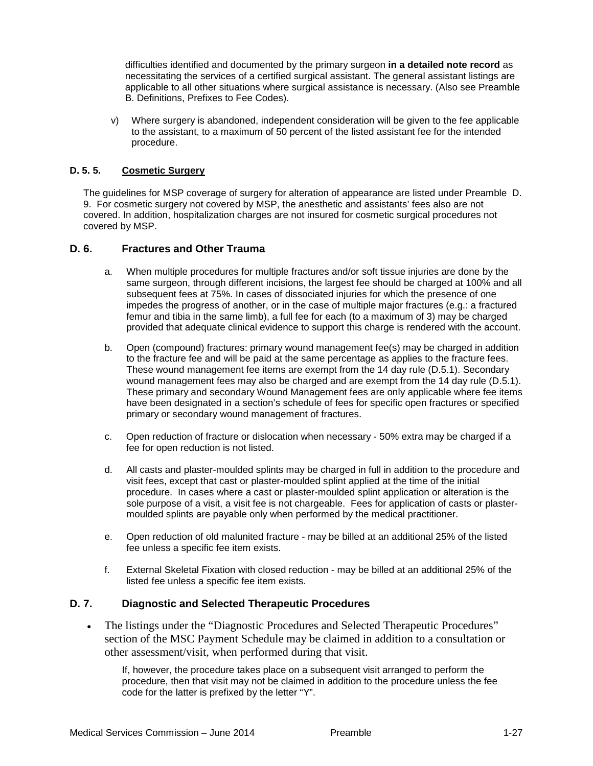difficulties identified and documented by the primary surgeon **in a detailed note record** as necessitating the services of a certified surgical assistant. The general assistant listings are applicable to all other situations where surgical assistance is necessary. (Also see Preamble B. Definitions, Prefixes to Fee Codes).

v) Where surgery is abandoned, independent consideration will be given to the fee applicable to the assistant, to a maximum of 50 percent of the listed assistant fee for the intended procedure.

#### D. 5. 5. Cosmetic Surgery

The guidelines for MSP coverage of surgery for alteration of appearance are listed under Preamble D. 9. For cosmetic surgery not covered by MSP, the anesthetic and assistants' fees also are not covered. In addition, hospitalization charges are not insured for cosmetic surgical procedures not covered by MSP.

### D. 6. Fractures and Other Trauma

a. When multiple procedures for multiple fractures and/or soft tissue injuries are done by the same surgeon, through different incisions, the largest fee should be charged at 100% and all subsequent fees at 75%. In cases of dissociated injuries for which the presence of one impedes the progress of another, or in the case of multiple major fractures (e.g.: a fractured femur and tibia in the same limb), a full fee for each (to a maximum of 3) may be charged provided that adequate clinical evidence to support this charge is rendered with the account.

b. Open (compound) fractures: primary wound management fee(s) may be charged in addition to the fracture fee and will be paid at the same percentage as applies to the fracture fees. These wound management fee items are exempt from the 14 day rule (D.5.1). Secondary wound management fees may also be charged and are exempt from the 14 day rule (D.5.1). These primary and secondary Wound Management fees are only applicable where fee items have been designated in a section's schedule of fees for specific open fractures or specified primary or secondary wound management of fractures.

c. Open reduction of fracture or dislocation when necessary - 50% extra may be charged if a fee for open reduction is not listed.

d. All casts and plaster-moulded splints may be charged in full in addition to the procedure and visit fees, except that cast or plaster-moulded splint applied at the time of the initial procedure. In cases where a cast or plaster-moulded splint application or alteration is the sole purpose of a visit, a visit fee is not chargeable. Fees for application of casts or plaster-moulded splints are payable only when performed by the medical practitioner.

e. Open reduction of old malunited fracture - may be billed at an additional 25% of the listed fee unless a specific fee item exists.

f. External Skeletal Fixation with closed reduction - may be billed at an additional 25% of the listed fee unless a specific fee item exists.

### D. 7. Diagnostic and Selected Therapeutic Procedures

- The listings under the "Diagnostic Procedures and Selected Therapeutic Procedures" section of the MSC Payment Schedule may be claimed in addition to a consultation or other assessment/visit, when performed during that visit.

  If, however, the procedure takes place on a subsequent visit arranged to perform the procedure, then that visit may not be claimed in addition to the procedure unless the fee code for the latter is prefixed by the letter "Y".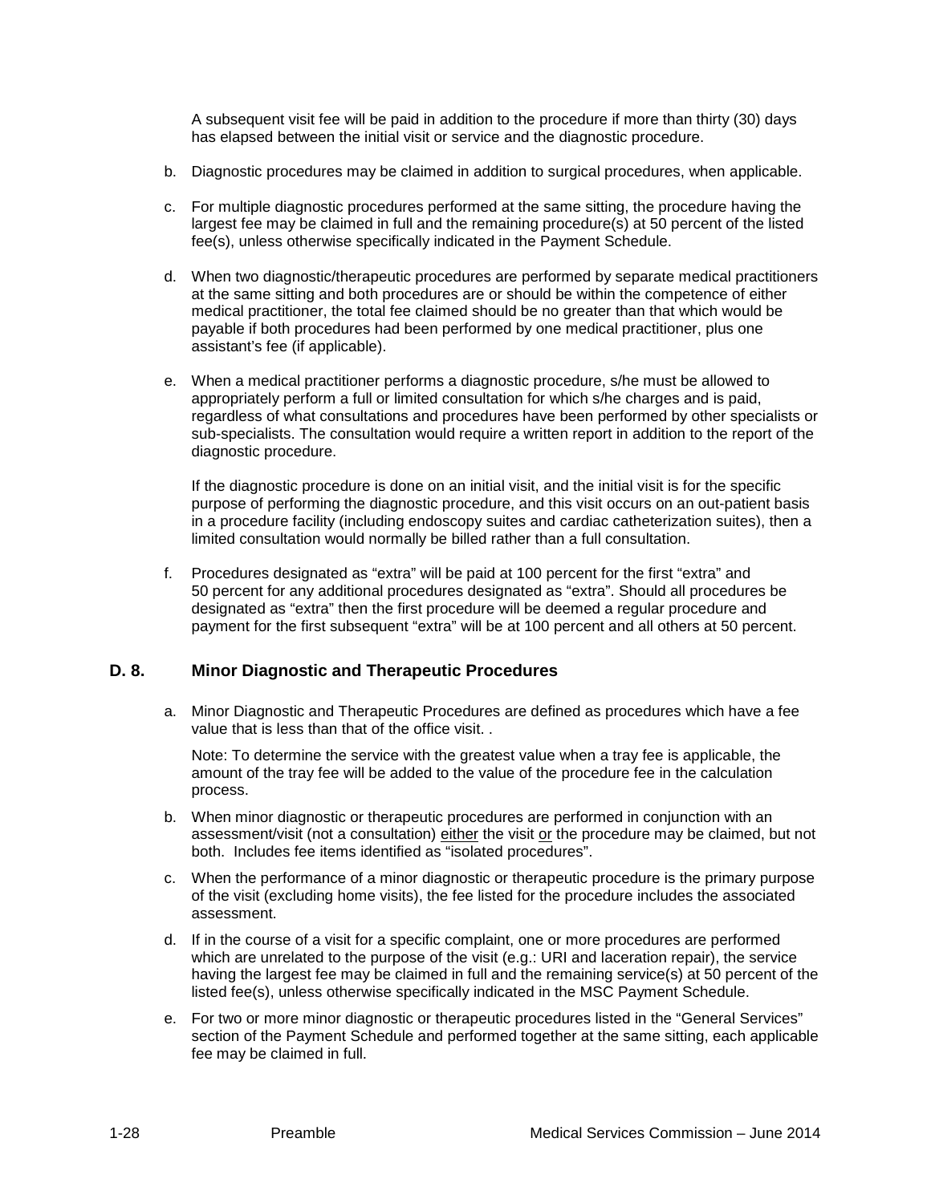A subsequent visit fee will be paid in addition to the procedure if more than thirty (30) days has elapsed between the initial visit or service and the diagnostic procedure.

b. Diagnostic procedures may be claimed in addition to surgical procedures, when applicable.

c. For multiple diagnostic procedures performed at the same sitting, the procedure having the largest fee may be claimed in full and the remaining procedure(s) at 50 percent of the listed fee(s), unless otherwise specifically indicated in the Payment Schedule.

d. When two diagnostic/therapeutic procedures are performed by separate medical practitioners at the same sitting and both procedures are or should be within the competence of either medical practitioner, the total fee claimed should be no greater than that which would be payable if both procedures had been performed by one medical practitioner, plus one assistant's fee (if applicable).

e. When a medical practitioner performs a diagnostic procedure, s/he must be allowed to appropriately perform a full or limited consultation for which s/he charges and is paid, regardless of what consultations and procedures have been performed by other specialists or sub-specialists. The consultation would require a written report in addition to the report of the diagnostic procedure.

   If the diagnostic procedure is done on an initial visit, and the initial visit is for the specific purpose of performing the diagnostic procedure, and this visit occurs on an out-patient basis in a procedure facility (including endoscopy suites and cardiac catheterization suites), then a limited consultation would normally be billed rather than a full consultation.

f. Procedures designated as "extra" will be paid at 100 percent for the first "extra" and 50 percent for any additional procedures designated as "extra". Should all procedures be designated as "extra" then the first procedure will be deemed a regular procedure and payment for the first subsequent "extra" will be at 100 percent and all others at 50 percent.

## D. 8. Minor Diagnostic and Therapeutic Procedures

a. Minor Diagnostic and Therapeutic Procedures are defined as procedures which have a fee value that is less than that of the office visit. .

   Note: To determine the service with the greatest value when a tray fee is applicable, the amount of the tray fee will be added to the value of the procedure fee in the calculation process.

b. When minor diagnostic or therapeutic procedures are performed in conjunction with an assessment/visit (not a consultation) either the visit or the procedure may be claimed, but not both. Includes fee items identified as "isolated procedures".

c. When the performance of a minor diagnostic or therapeutic procedure is the primary purpose of the visit (excluding home visits), the fee listed for the procedure includes the associated assessment.

d. If in the course of a visit for a specific complaint, one or more procedures are performed which are unrelated to the purpose of the visit (e.g.: URI and laceration repair), the service having the largest fee may be claimed in full and the remaining service(s) at 50 percent of the listed fee(s), unless otherwise specifically indicated in the MSC Payment Schedule.

e. For two or more minor diagnostic or therapeutic procedures listed in the "General Services" section of the Payment Schedule and performed together at the same sitting, each applicable fee may be claimed in full.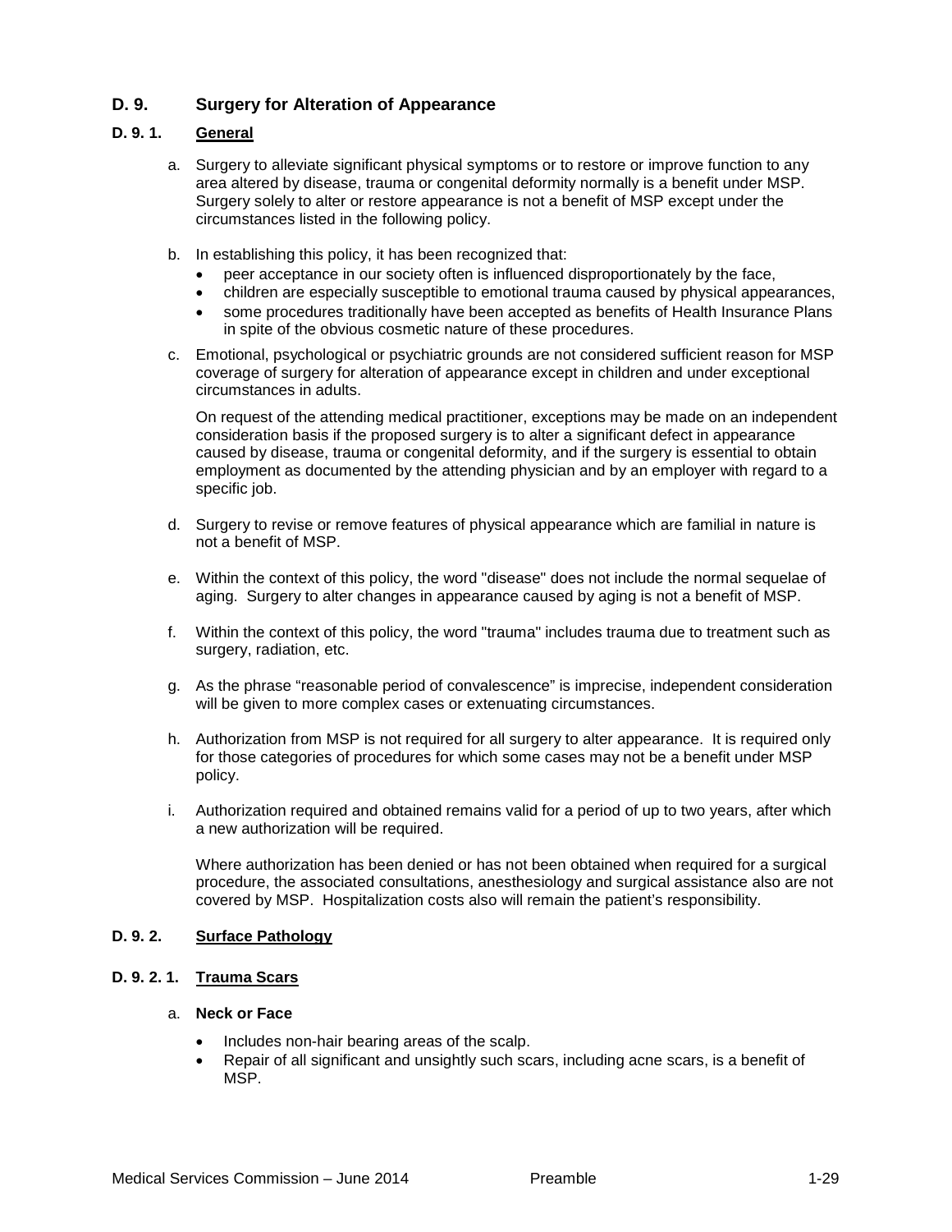## D. 9. Surgery for Alteration of Appearance

### D. 9. 1. General

a. Surgery to alleviate significant physical symptoms or to restore or improve function to any area altered by disease, trauma or congenital deformity normally is a benefit under MSP. Surgery solely to alter or restore appearance is not a benefit of MSP except under the circumstances listed in the following policy.

b. In establishing this policy, it has been recognized that:
   - peer acceptance in our society often is influenced disproportionately by the face,
   - children are especially susceptible to emotional trauma caused by physical appearances,
   - some procedures traditionally have been accepted as benefits of Health Insurance Plans in spite of the obvious cosmetic nature of these procedures.

c. Emotional, psychological or psychiatric grounds are not considered sufficient reason for MSP coverage of surgery for alteration of appearance except in children and under exceptional circumstances in adults.

   On request of the attending medical practitioner, exceptions may be made on an independent consideration basis if the proposed surgery is to alter a significant defect in appearance caused by disease, trauma or congenital deformity, and if the surgery is essential to obtain employment as documented by the attending physician and by an employer with regard to a specific job.

d. Surgery to revise or remove features of physical appearance which are familial in nature is not a benefit of MSP.

e. Within the context of this policy, the word "disease" does not include the normal sequelae of aging. Surgery to alter changes in appearance caused by aging is not a benefit of MSP.

f. Within the context of this policy, the word "trauma" includes trauma due to treatment such as surgery, radiation, etc.

g. As the phrase "reasonable period of convalescence" is imprecise, independent consideration will be given to more complex cases or extenuating circumstances.

h. Authorization from MSP is not required for all surgery to alter appearance. It is required only for those categories of procedures for which some cases may not be a benefit under MSP policy.

i. Authorization required and obtained remains valid for a period of up to two years, after which a new authorization will be required.

   Where authorization has been denied or has not been obtained when required for a surgical procedure, the associated consultations, anesthesiology and surgical assistance also are not covered by MSP. Hospitalization costs also will remain the patient's responsibility.

### D. 9. 2. Surface Pathology

#### D. 9. 2. 1. Trauma Scars

a. **Neck or Face**
   - Includes non-hair bearing areas of the scalp.
   - Repair of all significant and unsightly such scars, including acne scars, is a benefit of MSP.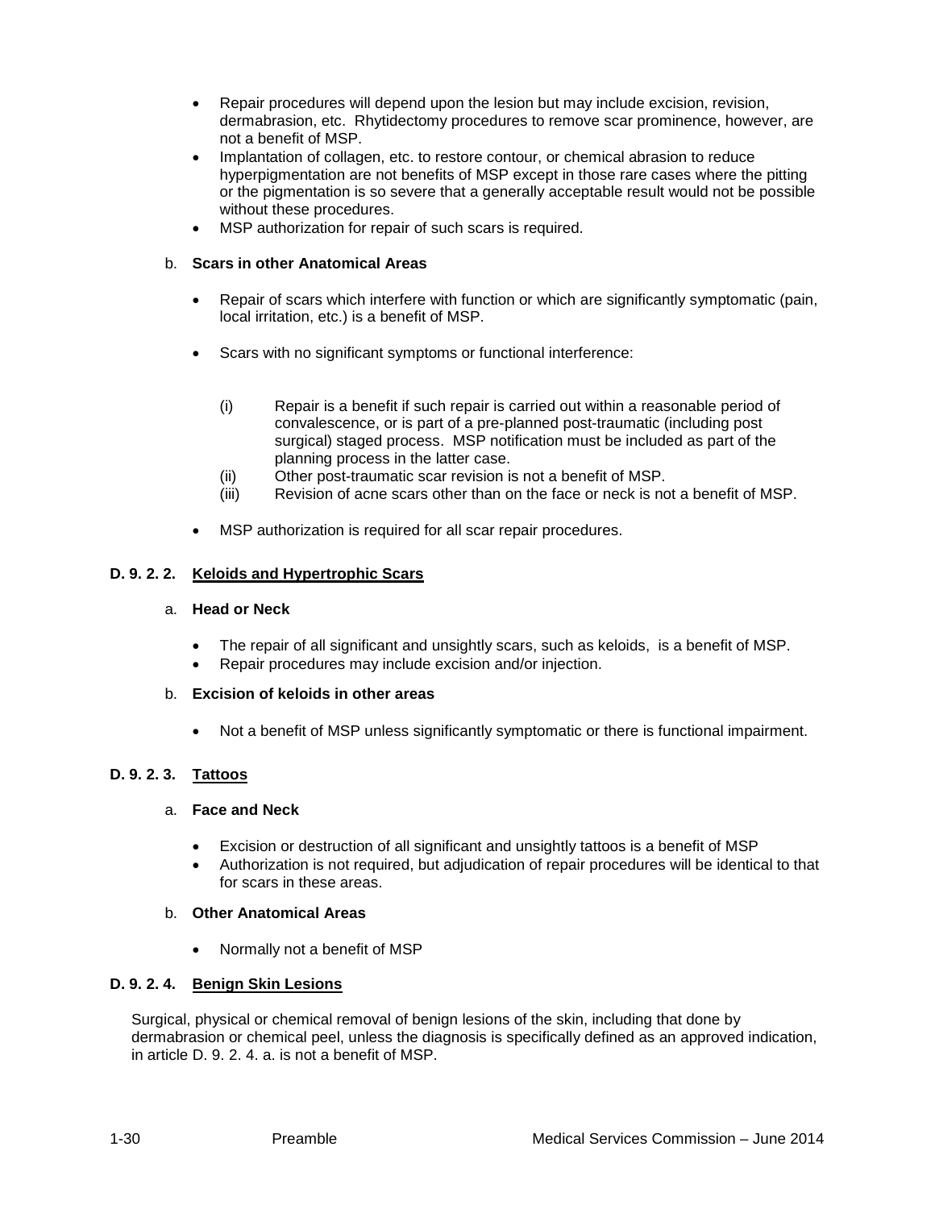- Repair procedures will depend upon the lesion but may include excision, revision, dermabrasion, etc. Rhytidectomy procedures to remove scar prominence, however, are not a benefit of MSP.
- Implantation of collagen, etc. to restore contour, or chemical abrasion to reduce hyperpigmentation are not benefits of MSP except in those rare cases where the pitting or the pigmentation is so severe that a generally acceptable result would not be possible without these procedures.
- MSP authorization for repair of such scars is required.

b. **Scars in other Anatomical Areas**

- Repair of scars which interfere with function or which are significantly symptomatic (pain, local irritation, etc.) is a benefit of MSP.
- Scars with no significant symptoms or functional interference:

  (i) Repair is a benefit if such repair is carried out within a reasonable period of convalescence, or is part of a pre-planned post-traumatic (including post surgical) staged process. MSP notification must be included as part of the planning process in the latter case.
  (ii) Other post-traumatic scar revision is not a benefit of MSP.
  (iii) Revision of acne scars other than on the face or neck is not a benefit of MSP.

- MSP authorization is required for all scar repair procedures.

**D. 9. 2. 2. Keloids and Hypertrophic Scars**

a. **Head or Neck**

- The repair of all significant and unsightly scars, such as keloids, is a benefit of MSP.
- Repair procedures may include excision and/or injection.

b. **Excision of keloids in other areas**

- Not a benefit of MSP unless significantly symptomatic or there is functional impairment.

**D. 9. 2. 3. Tattoos**

a. **Face and Neck**

- Excision or destruction of all significant and unsightly tattoos is a benefit of MSP
- Authorization is not required, but adjudication of repair procedures will be identical to that for scars in these areas.

b. **Other Anatomical Areas**

- Normally not a benefit of MSP

**D. 9. 2. 4. Benign Skin Lesions**

Surgical, physical or chemical removal of benign lesions of the skin, including that done by dermabrasion or chemical peel, unless the diagnosis is specifically defined as an approved indication, in article D. 9. 2. 4. a. is not a benefit of MSP.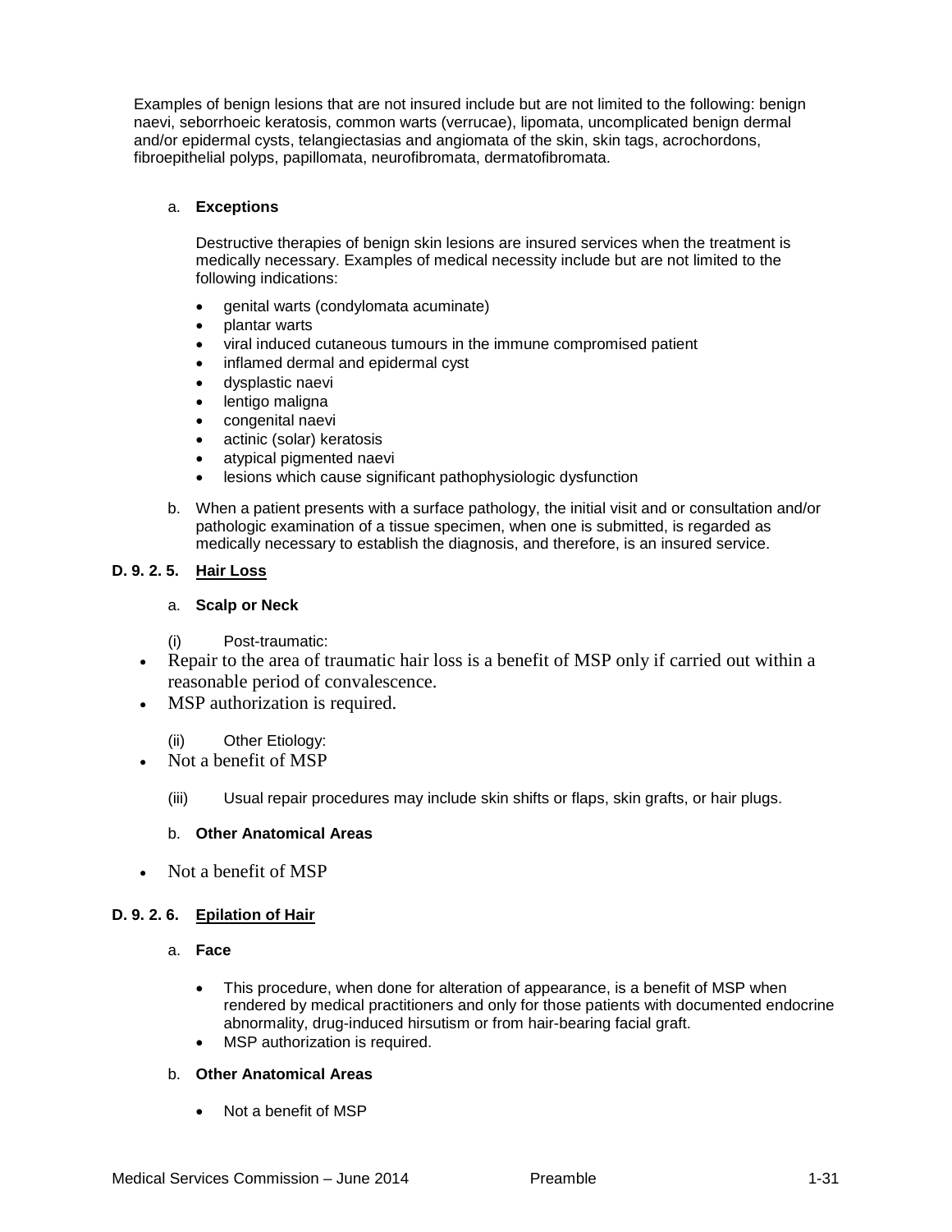Examples of benign lesions that are not insured include but are not limited to the following: benign naevi, seborrhoeic keratosis, common warts (verrucae), lipomata, uncomplicated benign dermal and/or epidermal cysts, telangiectasias and angiomata of the skin, skin tags, acrochordons, fibroepithelial polyps, papillomata, neurofibromata, dermatofibromata.

a. **Exceptions**

Destructive therapies of benign skin lesions are insured services when the treatment is medically necessary. Examples of medical necessity include but are not limited to the following indications:

- genital warts (condylomata acuminate)
- plantar warts
- viral induced cutaneous tumours in the immune compromised patient
- inflamed dermal and epidermal cyst
- dysplastic naevi
- lentigo maligna
- congenital naevi
- actinic (solar) keratosis
- atypical pigmented naevi
- lesions which cause significant pathophysiologic dysfunction

b. When a patient presents with a surface pathology, the initial visit and or consultation and/or pathologic examination of a tissue specimen, when one is submitted, is regarded as medically necessary to establish the diagnosis, and therefore, is an insured service.

### D. 9. 2. 5. Hair Loss

a. **Scalp or Neck**

(i) Post-traumatic:

- Repair to the area of traumatic hair loss is a benefit of MSP only if carried out within a reasonable period of convalescence.
- MSP authorization is required.

(ii) Other Etiology:

- Not a benefit of MSP

(iii) Usual repair procedures may include skin shifts or flaps, skin grafts, or hair plugs.

b. **Other Anatomical Areas**

- Not a benefit of MSP

### D. 9. 2. 6. Epilation of Hair

a. **Face**

- This procedure, when done for alteration of appearance, is a benefit of MSP when rendered by medical practitioners and only for those patients with documented endocrine abnormality, drug-induced hirsutism or from hair-bearing facial graft.
- MSP authorization is required.

b. **Other Anatomical Areas**

- Not a benefit of MSP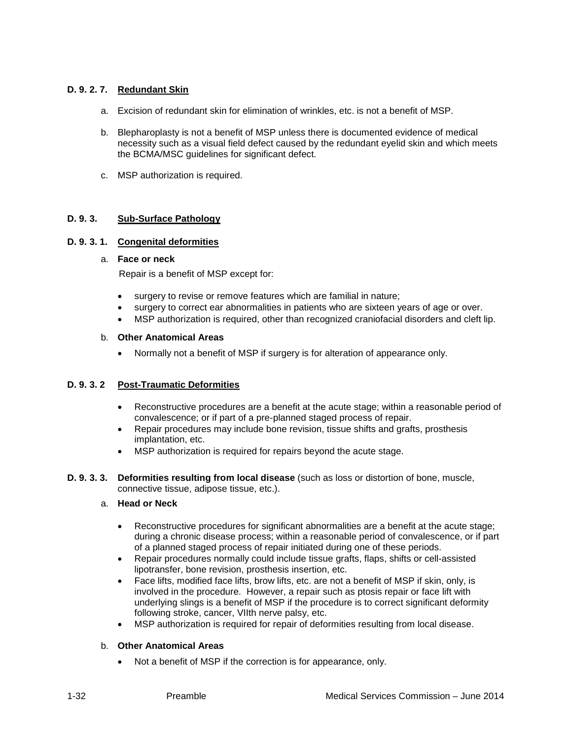### D. 9. 2. 7. Redundant Skin

a. Excision of redundant skin for elimination of wrinkles, etc. is not a benefit of MSP.

b. Blepharoplasty is not a benefit of MSP unless there is documented evidence of medical necessity such as a visual field defect caused by the redundant eyelid skin and which meets the BCMA/MSC guidelines for significant defect.

c. MSP authorization is required.

## D. 9. 3. Sub-Surface Pathology

### D. 9. 3. 1. Congenital deformities

a. **Face or neck**

Repair is a benefit of MSP except for:

- surgery to revise or remove features which are familial in nature;
- surgery to correct ear abnormalities in patients who are sixteen years of age or over.
- MSP authorization is required, other than recognized craniofacial disorders and cleft lip.

b. **Other Anatomical Areas**

- Normally not a benefit of MSP if surgery is for alteration of appearance only.

### D. 9. 3. 2 Post-Traumatic Deformities

- Reconstructive procedures are a benefit at the acute stage; within a reasonable period of convalescence; or if part of a pre-planned staged process of repair.
- Repair procedures may include bone revision, tissue shifts and grafts, prosthesis implantation, etc.
- MSP authorization is required for repairs beyond the acute stage.

### D. 9. 3. 3. Deformities resulting from local disease (such as loss or distortion of bone, muscle, connective tissue, adipose tissue, etc.).

a. **Head or Neck**

- Reconstructive procedures for significant abnormalities are a benefit at the acute stage; during a chronic disease process; within a reasonable period of convalescence, or if part of a planned staged process of repair initiated during one of these periods.
- Repair procedures normally could include tissue grafts, flaps, shifts or cell-assisted lipotransfer, bone revision, prosthesis insertion, etc.
- Face lifts, modified face lifts, brow lifts, etc. are not a benefit of MSP if skin, only, is involved in the procedure. However, a repair such as ptosis repair or face lift with underlying slings is a benefit of MSP if the procedure is to correct significant deformity following stroke, cancer, VIIth nerve palsy, etc.
- MSP authorization is required for repair of deformities resulting from local disease.

b. **Other Anatomical Areas**

- Not a benefit of MSP if the correction is for appearance, only.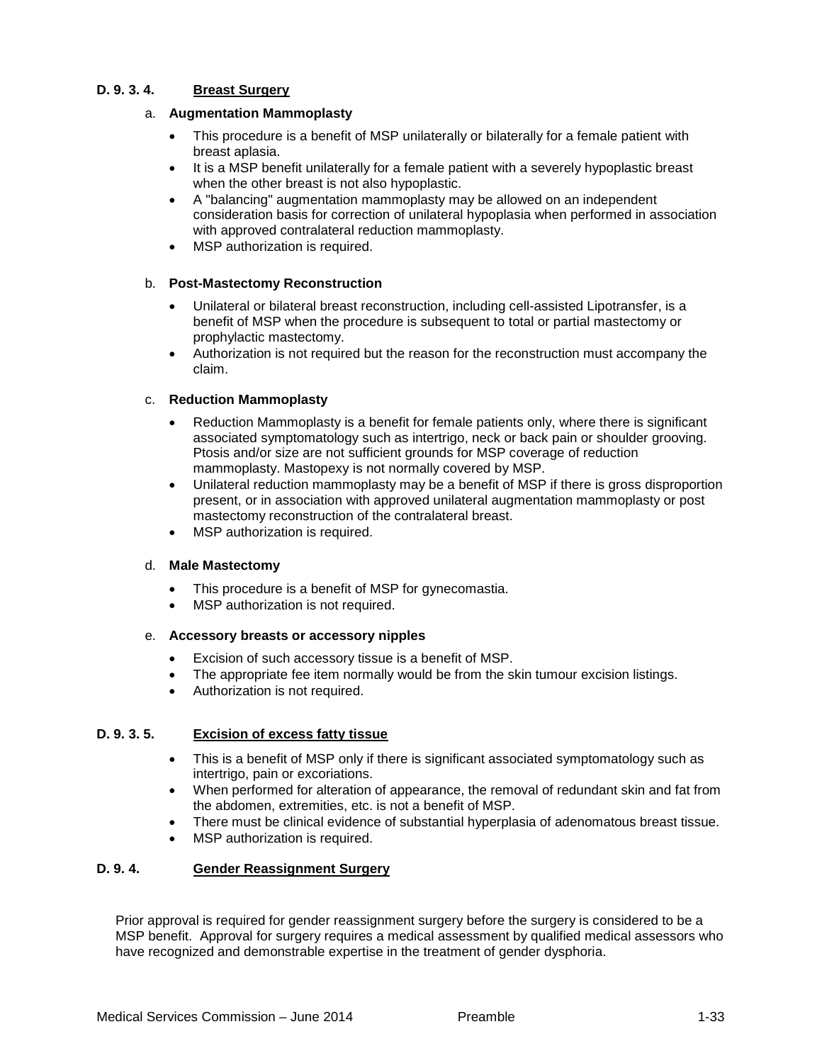### D. 9. 3. 4. Breast Surgery

a. **Augmentation Mammoplasty**

- This procedure is a benefit of MSP unilaterally or bilaterally for a female patient with breast aplasia.
- It is a MSP benefit unilaterally for a female patient with a severely hypoplastic breast when the other breast is not also hypoplastic.
- A "balancing" augmentation mammoplasty may be allowed on an independent consideration basis for correction of unilateral hypoplasia when performed in association with approved contralateral reduction mammoplasty.
- MSP authorization is required.

b. **Post-Mastectomy Reconstruction**

- Unilateral or bilateral breast reconstruction, including cell-assisted Lipotransfer, is a benefit of MSP when the procedure is subsequent to total or partial mastectomy or prophylactic mastectomy.
- Authorization is not required but the reason for the reconstruction must accompany the claim.

c. **Reduction Mammoplasty**

- Reduction Mammoplasty is a benefit for female patients only, where there is significant associated symptomatology such as intertrigo, neck or back pain or shoulder grooving. Ptosis and/or size are not sufficient grounds for MSP coverage of reduction mammoplasty. Mastopexy is not normally covered by MSP.
- Unilateral reduction mammoplasty may be a benefit of MSP if there is gross disproportion present, or in association with approved unilateral augmentation mammoplasty or post mastectomy reconstruction of the contralateral breast.
- MSP authorization is required.

d. **Male Mastectomy**

- This procedure is a benefit of MSP for gynecomastia.
- MSP authorization is not required.

e. **Accessory breasts or accessory nipples**

- Excision of such accessory tissue is a benefit of MSP.
- The appropriate fee item normally would be from the skin tumour excision listings.
- Authorization is not required.

### D. 9. 3. 5. Excision of excess fatty tissue

- This is a benefit of MSP only if there is significant associated symptomatology such as intertrigo, pain or excoriations.
- When performed for alteration of appearance, the removal of redundant skin and fat from the abdomen, extremities, etc. is not a benefit of MSP.
- There must be clinical evidence of substantial hyperplasia of adenomatous breast tissue.
- MSP authorization is required.

### D. 9. 4. Gender Reassignment Surgery

Prior approval is required for gender reassignment surgery before the surgery is considered to be a MSP benefit. Approval for surgery requires a medical assessment by qualified medical assessors who have recognized and demonstrable expertise in the treatment of gender dysphoria.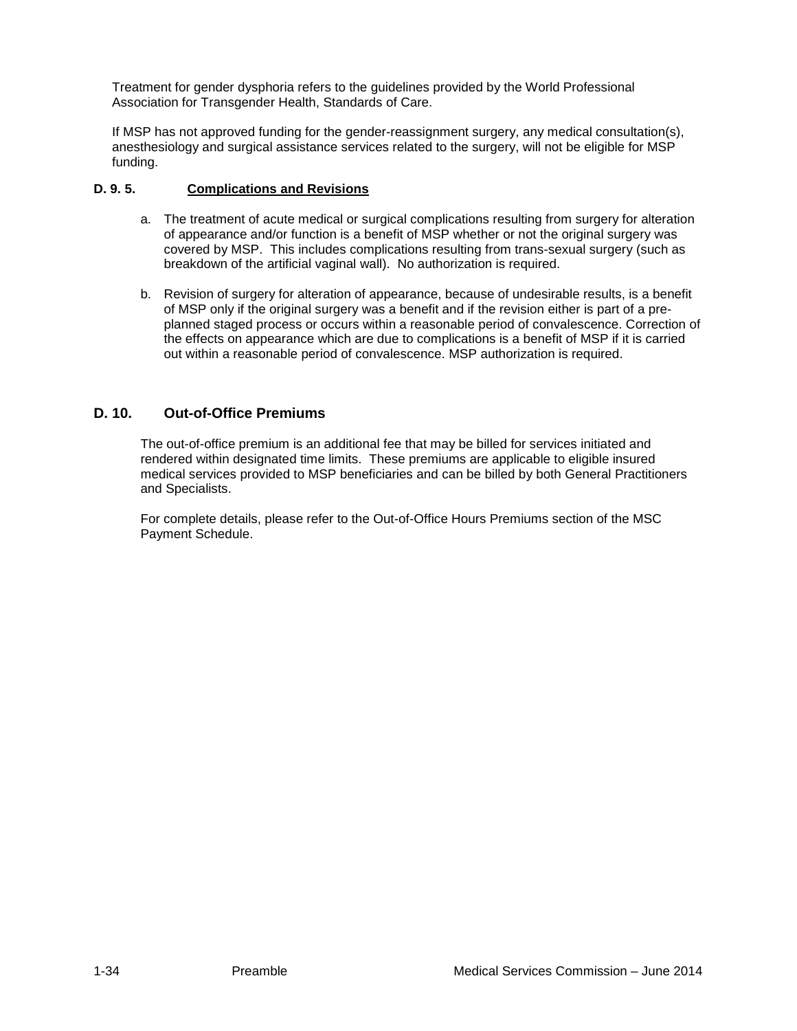Treatment for gender dysphoria refers to the guidelines provided by the World Professional Association for Transgender Health, Standards of Care.

If MSP has not approved funding for the gender-reassignment surgery, any medical consultation(s), anesthesiology and surgical assistance services related to the surgery, will not be eligible for MSP funding.

### D. 9. 5. Complications and Revisions

a. The treatment of acute medical or surgical complications resulting from surgery for alteration of appearance and/or function is a benefit of MSP whether or not the original surgery was covered by MSP. This includes complications resulting from trans-sexual surgery (such as breakdown of the artificial vaginal wall). No authorization is required.

b. Revision of surgery for alteration of appearance, because of undesirable results, is a benefit of MSP only if the original surgery was a benefit and if the revision either is part of a pre-planned staged process or occurs within a reasonable period of convalescence. Correction of the effects on appearance which are due to complications is a benefit of MSP if it is carried out within a reasonable period of convalescence. MSP authorization is required.

## D. 10. Out-of-Office Premiums

The out-of-office premium is an additional fee that may be billed for services initiated and rendered within designated time limits. These premiums are applicable to eligible insured medical services provided to MSP beneficiaries and can be billed by both General Practitioners and Specialists.

For complete details, please refer to the Out-of-Office Hours Premiums section of the MSC Payment Schedule.